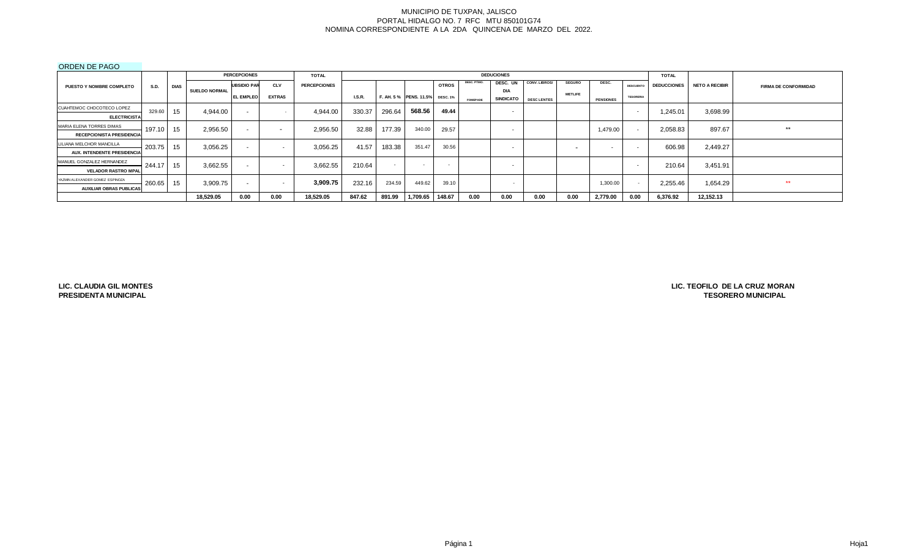MUNICIPIO DE TUXPAN, JALISCO
PORTAL HIDALGO NO. 7 RFC MTU 850101G74
NOMINA CORRESPONDIENTE A LA 2DA QUINCENA DE MARZO DEL 2022.

ORDEN DE PAGO

| PUESTO Y NOMBRE COMPLETO | S.D. | DIAS | PERCEPCIONES | | | TOTAL | DEDUCIONES | | | | | | | | | | | TOTAL | NETO A RECIBIR | FIRMA DE CONFORMIDAD |
|---|---|---|---|---|---|---|---|---|---|---|---|---|---|---|---|---|---|---|---|---|
| | | | SUELDO NORMAL | SUBSIDIO PARA EL EMPLEO | CLV EXTRAS | PERCEPCIONES | I.S.R. | F. AH. 5 % | PENS. 11.5% | OTROS DESC. 1% | DESC. PTMO. FOMEPADE | DESC. UN DIA SINDICATO | CONV. LIBROS/ DESC LENTES | SEGURO METLIFE | DESC. PENSIONES | DESCUENTO TESORERIA | DEDUCCIONES | | |
| CUAHTEMOC CHOCOTECO LOPEZ **ELECTRICISTA** | 329.60 | 15 | 4,944.00 | - | - | 4,944.00 | 330.37 | 296.64 | 568.56 | 49.44 | | - | | | | - | 1,245.01 | 3,698.99 | |
| MARIA ELENA TORRES DIMAS **RECEPCIONISTA PRESIDENCIA** | 197.10 | 15 | 2,956.50 | - | - | 2,956.50 | 32.88 | 177.39 | 340.00 | 29.57 | | - | | | 1,479.00 | - | 2,058.83 | 897.67 | ** |
| LILIANA MELCHOR MANCILLA **AUX. INTENDENTE PRESIDENCIA** | 203.75 | 15 | 3,056.25 | - | - | 3,056.25 | 41.57 | 183.38 | 351.47 | 30.56 | | - | | - | - | - | 606.98 | 2,449.27 | |
| MANUEL GONZALEZ HERNANDEZ **VELADOR RASTRO MPAL** | 244.17 | 15 | 3,662.55 | - | - | 3,662.55 | 210.64 | - | - | - | | - | | | | - | 210.64 | 3,451.91 | |
| YAZMIN ALEXANDER GOMEZ ESPINOZA **AUXILIAR OBRAS PUBLICAS** | 260.65 | 15 | 3,909.75 | - | - | 3,909.75 | 232.16 | 234.59 | 449.62 | 39.10 | | - | | | 1,300.00 | - | 2,255.46 | 1,654.29 | ** |
| | | | 18,529.05 | 0.00 | 0.00 | 18,529.05 | 847.62 | 891.99 | 1,709.65 | 148.67 | 0.00 | 0.00 | 0.00 | 0.00 | 2,779.00 | 0.00 | 6,376.92 | 12,152.13 | |

**LIC. CLAUDIA GIL MONTES**
**PRESIDENTA MUNICIPAL**

**LIC. TEOFILO DE LA CRUZ MORAN**
**TESORERO MUNICIPAL**

Hoja1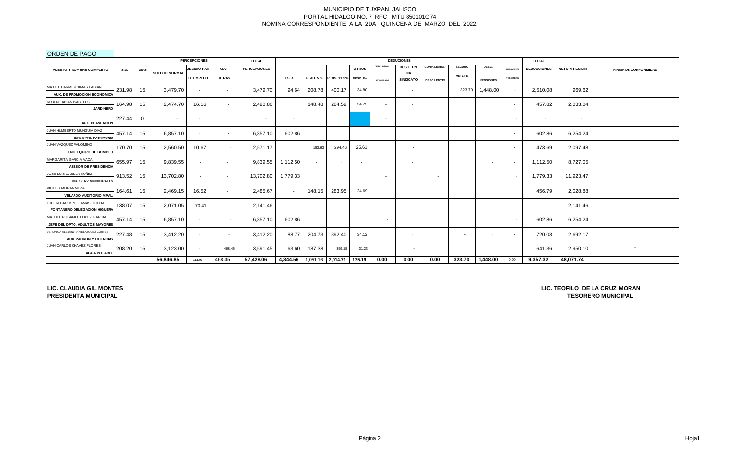MUNICIPIO DE TUXPAN, JALISCO
PORTAL HIDALGO NO. 7 RFC MTU 850101G74
NOMINA CORRESPONDIENTE A LA 2DA QUINCENA DE MARZO DEL 2022.

ORDEN DE PAGO

| PUESTO Y NOMBRE COMPLETO | S.D. | DIAS | PERCEPCIONES | | | TOTAL | DEDUCCIONES | | | | | | | | | | TOTAL | | |
|---|---|---|---|---|---|---|---|---|---|---|---|---|---|---|---|---|---|---|---|
| | | | SUELDO NORMAL | SUBSIDIO PARA EL EMPLEO | CLV EXTRAS | PERCEPCIONES | I.S.R. | F. AH. 5 % | PENS. 11.5% | OTROS DESC. 1% | DESC. PTMO. FOMEPADE | DESC. UN DIA SINDICATO | CONV. LIBROS/ DESC LENTES | SEGURO METLIFE | DESC. PENSIONES | DESCUENTO TESORERIA | DEDUCCIONES | NETO A RECIBIR | FIRMA DE CONFORMIDAD |
| MA DEL CARMEN DIMAS FABIAN AUX. DE PROMOCION ECONOMICA | 231.98 | 15 | 3,479.70 | - | - | 3,479.70 | 94.64 | 208.78 | 400.17 | 34.80 | | - | | 323.70 | 1,448.00 | - | 2,510.08 | 969.62 | |
| RUBEN FABIAN ISABELES JARDINERO | 164.98 | 15 | 2,474.70 | 16.16 | - | 2,490.86 | | 148.48 | 284.59 | 24.75 | - | - | | | | - | 457.82 | 2,033.04 | |
| AUX. PLANEACION | 227.44 | 0 | - | - | | - | - | | | - | - | | | | | - | - | - | |
| JUAN HUMBERTO MUNGUIA DIAZ JEFE DPTO. PATRIMONIO | 457.14 | 15 | 6,857.10 | - | - | 6,857.10 | 602.86 | | | | | | | | | - | 602.86 | 6,254.24 | |
| JUAN VAZQUEZ PALOMINO ENC. EQUIPO DE BOMBEO | 170.70 | 15 | 2,560.50 | 10.67 | - | 2,571.17 | | 153.63 | 294.46 | 25.61 | | - | | | | - | 473.69 | 2,097.48 | |
| MARGARITA GARCIA VACA ASESOR DE PRESIDENCIA | 655.97 | 15 | 9,839.55 | - | - | 9,839.55 | 1,112.50 | - | - | - | | - | | | - | - | 1,112.50 | 8,727.05 | |
| JOSE LUIS CASILLA NUÑEZ DIR. SERV MUNICIPALES | 913.52 | 15 | 13,702.80 | - | - | 13,702.80 | 1,779.33 | | | | - | | - | | | - | 1,779.33 | 11,923.47 | |
| VICTOR MORAN MEZA VELARDO AUDITORIO MPAL. | 164.61 | 15 | 2,469.15 | 16.52 | - | 2,485.67 | - | 148.15 | 283.95 | 24.69 | | | | | | - | 456.79 | 2,028.88 | |
| LUCERO JAZMIN LLAMAS OCHOA FONTANERO DELEGACION HIGUERA | 138.07 | 15 | 2,071.05 | 70.41 | | 2,141.46 | | | | | | | | | | - | | 2,141.46 | |
| MA. DEL ROSARIO LOPEZ GARCIA JEFE DEL DPTO. ADULTOS MAYORES | 457.14 | 15 | 6,857.10 | - | - | 6,857.10 | 602.86 | | | | - | | | | | - | 602.86 | 6,254.24 | |
| VERONICA ALEJANDRA VELAZQUEZ CORTES AUX. PADRON Y LICENCIAS | 227.48 | 15 | 3,412.20 | - | - | 3,412.20 | 88.77 | 204.73 | 392.40 | 34.12 | | - | | - | - | - | 720.03 | 2,692.17 | |
| JUAN CARLOS CHAVEZ FLORES AGUA POTABLE | 208.20 | 15 | 3,123.00 | - | 468.45 | 3,591.45 | 63.60 | 187.38 | 359.15 | 31.23 | | - | | | | - | 641.36 | 2,950.10 | * |
| | | | **56,846.85** | **113.76** | 468.45 | **57,429.06** | **4,344.56** | 1,051.16 | **2,014.71** | **175.19** | **0.00** | **0.00** | **0.00** | **323.70** | **1,448.00** | 0.00 | **9,357.32** | **48,071.74** | |

**LIC. CLAUDIA GIL MONTES**
**PRESIDENTA MUNICIPAL**

**LIC. TEOFILO DE LA CRUZ MORAN**
**TESORERO MUNICIPAL**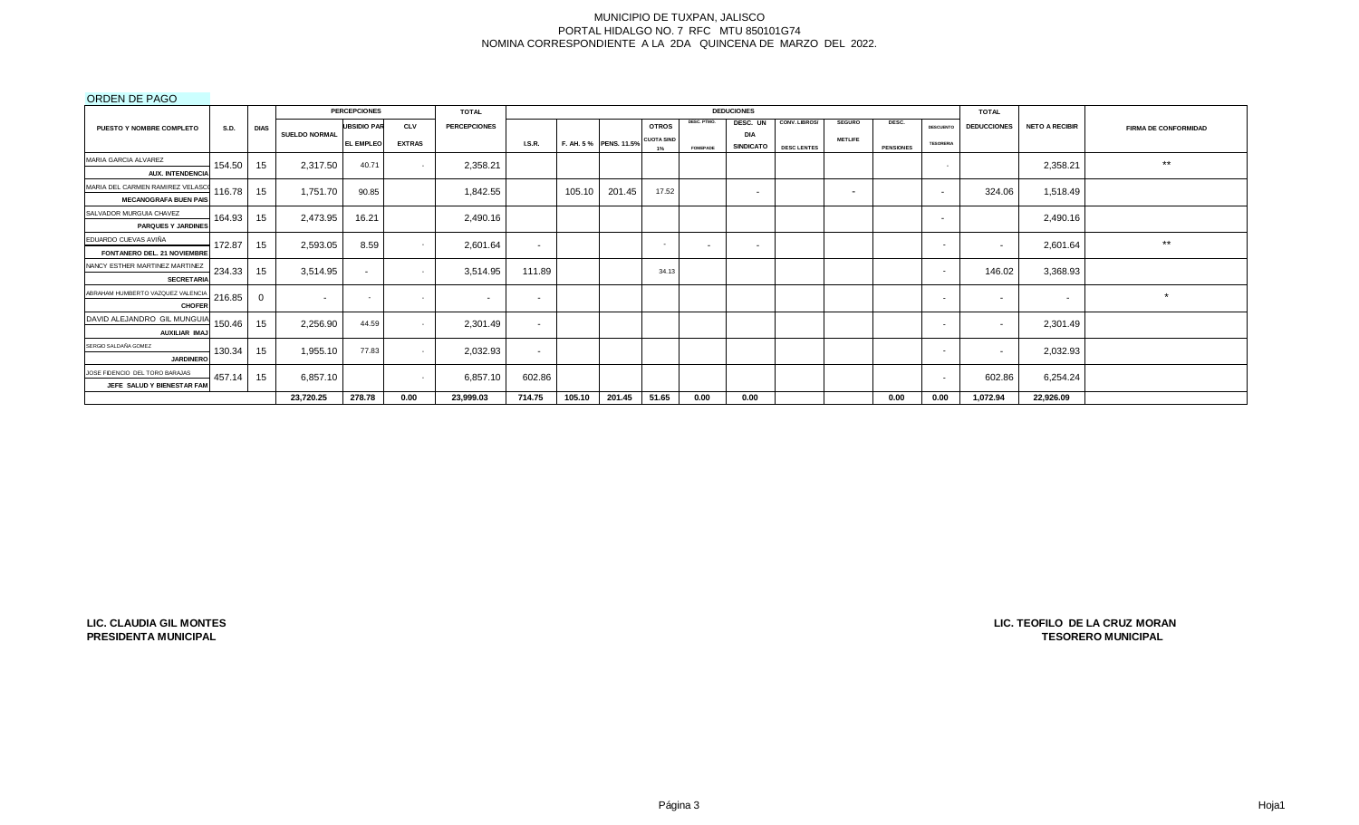MUNICIPIO DE TUXPAN, JALISCO
PORTAL HIDALGO NO. 7 RFC MTU 850101G74
NOMINA CORRESPONDIENTE A LA 2DA QUINCENA DE MARZO DEL 2022.

ORDEN DE PAGO

| PUESTO Y NOMBRE COMPLETO | S.D. | DIAS | PERCEPCIONES | | | TOTAL | DEDUCIONES | | | | | | | | | | | TOTAL | | |
|---|---|---|---|---|---|---|---|---|---|---|---|---|---|---|---|---|---|---|---|---|
| | | | SUELDO NORMAL | UBSIDIO PAR EL EMPLEO | CLV EXTRAS | PERCEPCIONES | I.S.R. | F. AH. 5 % | PENS. 11.5% | OTROS CUOTA SIND 1% | DESC. PTMO. FOMEPADE | DESC. UN DIA SINDICATO | CONV. LIBROS/ DESC LENTES | SEGURO METLIFE | DESC. PENSIONES | DESCUENTO TESORERIA | DEDUCCIONES | NETO A RECIBIR | FIRMA DE CONFORMIDAD |
| MARIA GARCIA ALVAREZ AUX. INTENDENCIA | 154.50 | 15 | 2,317.50 | 40.71 | - | 2,358.21 | | | | | | | | | | - | | 2,358.21 | ** |
| MARIA DEL CARMEN RAMIREZ VELASCO MECANOGRAFA BUEN PAIS | 116.78 | 15 | 1,751.70 | 90.85 | | 1,842.55 | | 105.10 | 201.45 | 17.52 | | - | | - | | - | 324.06 | 1,518.49 | |
| SALVADOR MURGUIA CHAVEZ PARQUES Y JARDINES | 164.93 | 15 | 2,473.95 | 16.21 | | 2,490.16 | | | | | | | | | | - | | 2,490.16 | |
| EDUARDO CUEVAS AVIÑA FONTANERO DEL. 21 NOVIEMBRE | 172.87 | 15 | 2,593.05 | 8.59 | - | 2,601.64 | - | | | - | - | - | | | | - | - | 2,601.64 | ** |
| NANCY ESTHER MARTINEZ MARTINEZ SECRETARIA | 234.33 | 15 | 3,514.95 | - | - | 3,514.95 | 111.89 | | | 34.13 | | | | | | - | 146.02 | 3,368.93 | |
| ABRAHAM HUMBERTO VAZQUEZ VALENCIA CHOFER | 216.85 | 0 | - | - | - | - | - | | | | | | | | | - | - | - | * |
| DAVID ALEJANDRO GIL MUNGUIA AUXILIAR IMAJ | 150.46 | 15 | 2,256.90 | 44.59 | - | 2,301.49 | - | | | | | | | | | - | - | 2,301.49 | |
| SERGIO SALDAÑA GOMEZ JARDINERO | 130.34 | 15 | 1,955.10 | 77.83 | - | 2,032.93 | - | | | | | | | | | - | - | 2,032.93 | |
| JOSE FIDENCIO DEL TORO BARAJAS JEFE SALUD Y BIENESTAR FAM | 457.14 | 15 | 6,857.10 | | - | 6,857.10 | 602.86 | | | | | | | | | - | 602.86 | 6,254.24 | |
| | | | 23,720.25 | 278.78 | 0.00 | 23,999.03 | 714.75 | 105.10 | 201.45 | 51.65 | 0.00 | 0.00 | | | 0.00 | 0.00 | 1,072.94 | 22,926.09 | |

**LIC. CLAUDIA GIL MONTES**
**PRESIDENTA MUNICIPAL**

**LIC. TEOFILO DE LA CRUZ MORAN**
**TESORERO MUNICIPAL**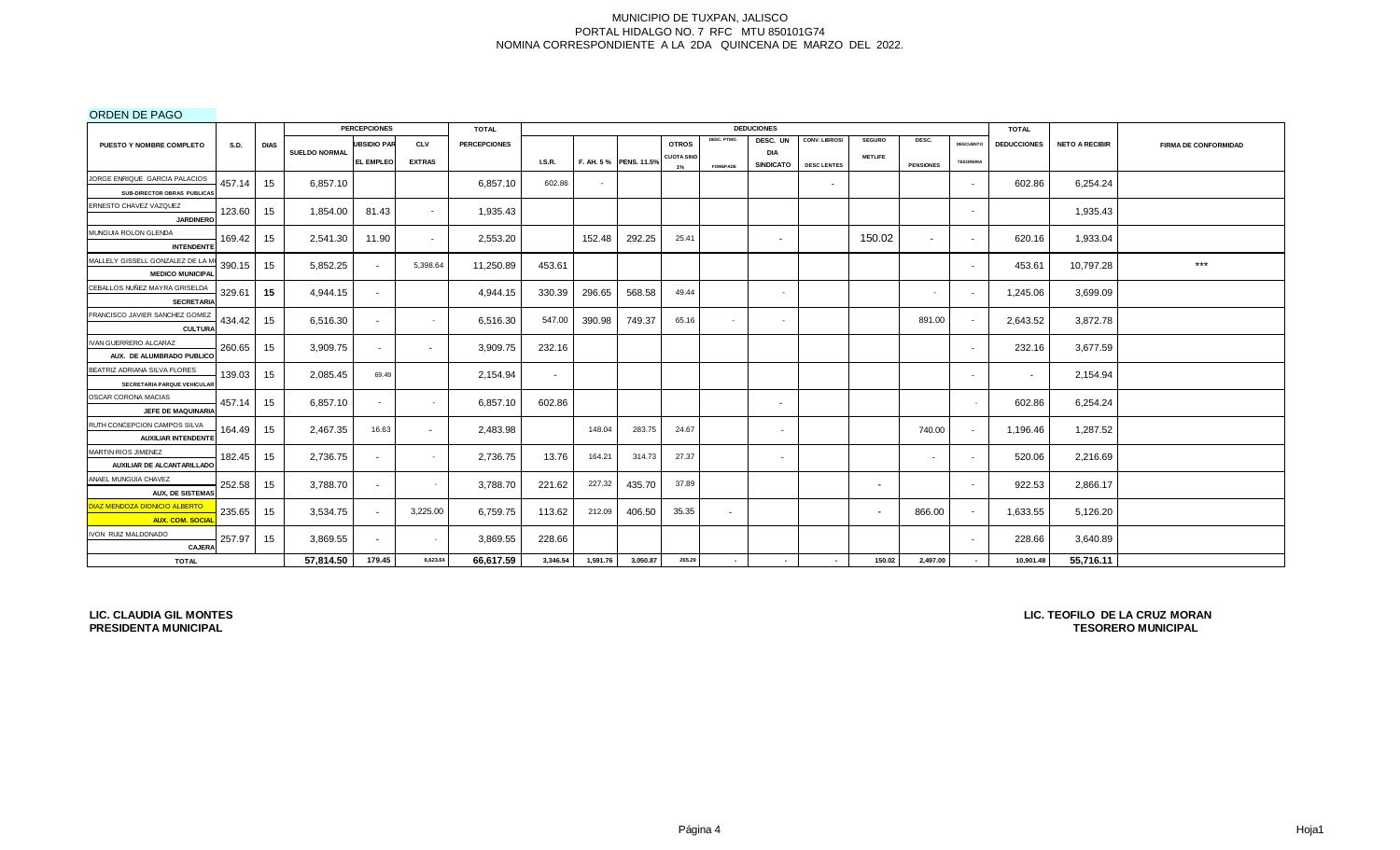MUNICIPIO DE TUXPAN, JALISCO
PORTAL HIDALGO NO. 7 RFC MTU 850101G74
NOMINA CORRESPONDIENTE A LA 2DA QUINCENA DE MARZO DEL 2022.

ORDEN DE PAGO

| PUESTO Y NOMBRE COMPLETO | S.D. | DIAS | PERCEPCIONES | | | TOTAL | DEDUCCIONES | | | | | | | | | | | TOTAL | NETO A RECIBIR | FIRMA DE CONFORMIDAD |
|---|---|---|---|---|---|---|---|---|---|---|---|---|---|---|---|---|---|---|---|---|
| | | | SUELDO NORMAL | SUBSIDIO PAR EL EMPLEO | CLV EXTRAS | PERCEPCIONES | I.S.R. | F. AH. 5 % | PENS. 11.5% | OTROS CUOTA SIND 1% | DESC. PTMO. FONDPADE | DESC. UN DIA SINDICATO | CONV. LIBROS/ DESC LENTES | SEGURO METLIFE | DESC. PENSIONES | DESCUENTO TESORERIA | DEDUCCIONES | | |
| JORGE ENRIQUE GARCIA PALACIOS SUB-DIRECTOR OBRAS PUBLICAS | 457.14 | 15 | 6,857.10 | | | 6,857.10 | 602.86 | - | | | | | - | | | - | 602.86 | 6,254.24 | |
| ERNESTO CHAVEZ VAZQUEZ JARDINERO | 123.60 | 15 | 1,854.00 | 81.43 | - | 1,935.43 | | | | | | | | | | - | | 1,935.43 | |
| MUNGUIA ROLON GLENDA INTENDENTE | 169.42 | 15 | 2,541.30 | 11.90 | - | 2,553.20 | | 152.48 | 292.25 | 25.41 | | - | | 150.02 | - | - | 620.16 | 1,933.04 | |
| MALLELY GISSELL GONZALEZ DE LA M MEDICO MUNICIPAL | 390.15 | 15 | 5,852.25 | - | 5,398.64 | 11,250.89 | 453.61 | | | | | | | | | - | 453.61 | 10,797.28 | *** |
| CEBALLOS NUÑEZ MAYRA GRISELDA SECRETARIA | 329.61 | 15 | 4,944.15 | - | | 4,944.15 | 330.39 | 296.65 | 568.58 | 49.44 | | - | | | - | - | 1,245.06 | 3,699.09 | |
| FRANCISCO JAVIER SANCHEZ GOMEZ CULTURA | 434.42 | 15 | 6,516.30 | - | - | 6,516.30 | 547.00 | 390.98 | 749.37 | 65.16 | - | - | | | 891.00 | - | 2,643.52 | 3,872.78 | |
| IVAN GUERRERO ALCARAZ AUX. DE ALUMBRADO PUBLICO | 260.65 | 15 | 3,909.75 | - | - | 3,909.75 | 232.16 | | | | | | | | | - | 232.16 | 3,677.59 | |
| BEATRIZ ADRIANA SILVA FLORES SECRETARIA PARQUE VEHICULAR | 139.03 | 15 | 2,085.45 | 69.49 | | 2,154.94 | - | | | | | | | | | - | - | 2,154.94 | |
| OSCAR CORONA MACIAS JEFE DE MAQUINARIA | 457.14 | 15 | 6,857.10 | - | - | 6,857.10 | 602.86 | | | | | - | | | | - | 602.86 | 6,254.24 | |
| RUTH CONCEPCION CAMPOS SILVA AUXILIAR INTENDENTE | 164.49 | 15 | 2,467.35 | 16.63 | - | 2,483.98 | | 148.04 | 283.75 | 24.67 | | - | | | 740.00 | - | 1,196.46 | 1,287.52 | |
| MARTIN RIOS JIMENEZ AUXILIAR DE ALCANTARILLADO | 182.45 | 15 | 2,736.75 | - | - | 2,736.75 | 13.76 | 164.21 | 314.73 | 27.37 | | - | | | - | - | 520.06 | 2,216.69 | |
| ANAEL MUNGUIA CHAVEZ AUX. DE SISTEMAS | 252.58 | 15 | 3,788.70 | - | - | 3,788.70 | 221.62 | 227.32 | 435.70 | 37.89 | | | | - | | - | 922.53 | 2,866.17 | |
| DIAZ MENDOZA DIONICIO ALBERTO AUX. COM. SOCIAL | 235.65 | 15 | 3,534.75 | - | 3,225.00 | 6,759.75 | 113.62 | 212.09 | 406.50 | 35.35 | - | | | - | 866.00 | - | 1,633.55 | 5,126.20 | |
| IVON RUIZ MALDONADO CAJERA | 257.97 | 15 | 3,869.55 | - | - | 3,869.55 | 228.66 | | | | | | | | | - | 228.66 | 3,640.89 | |
| TOTAL | | | 57,814.50 | 179.45 | 8,623.64 | 66,617.59 | 3,346.54 | 1,591.76 | 3,050.87 | 265.29 | - | - | - | 150.02 | 2,497.00 | - | 10,901.48 | 55,716.11 | |

**LIC. CLAUDIA GIL MONTES**
**PRESIDENTA MUNICIPAL**

**LIC. TEOFILO DE LA CRUZ MORAN**
**TESORERO MUNICIPAL**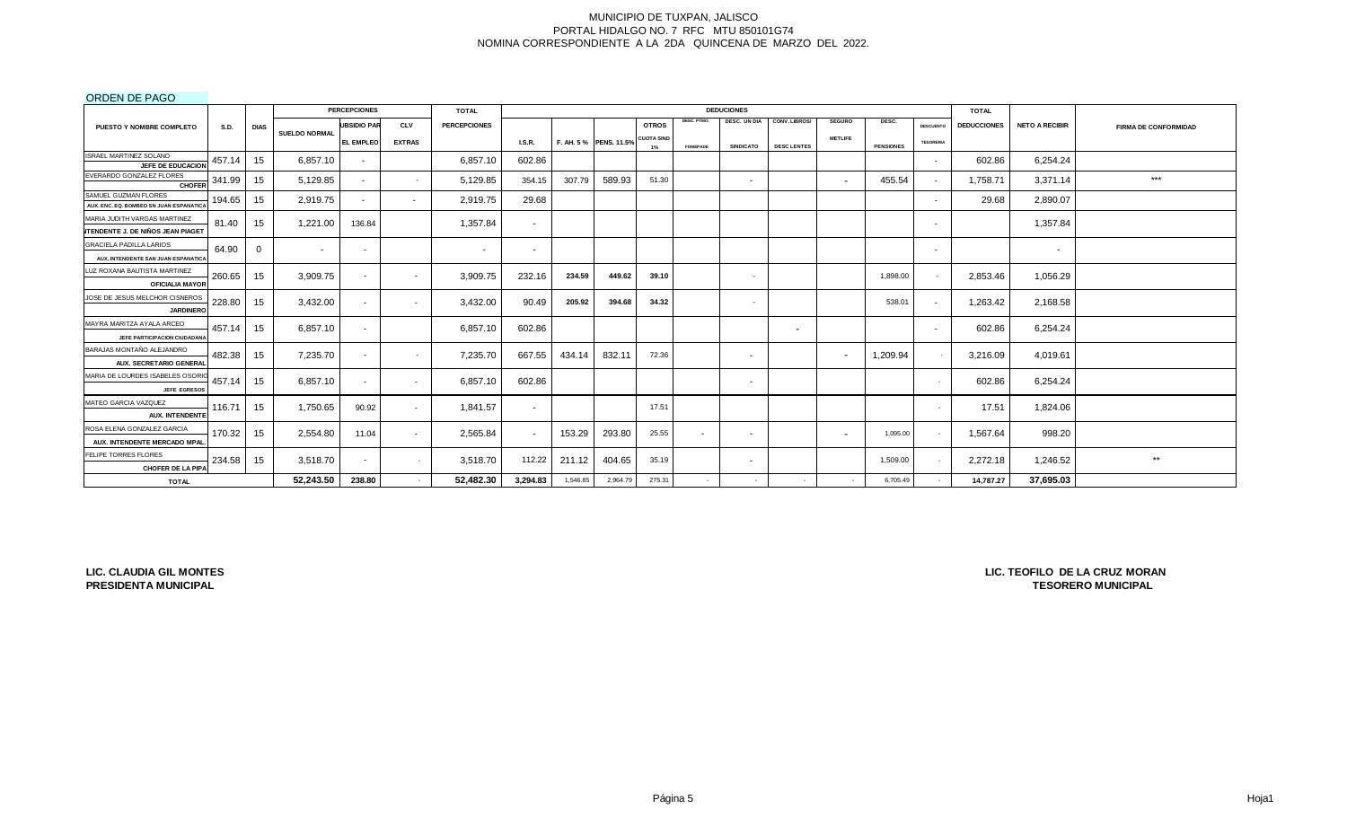MUNICIPIO DE TUXPAN, JALISCO
PORTAL HIDALGO NO. 7 RFC MTU 850101G74
NOMINA CORRESPONDIENTE A LA 2DA QUINCENA DE MARZO DEL 2022.

ORDEN DE PAGO

| PUESTO Y NOMBRE COMPLETO | S.D. | DIAS | PERCEPCIONES | | | TOTAL | DEDUCIONES | | | | | | | | | | | TOTAL | NETO A RECIBIR | FIRMA DE CONFORMIDAD |
|---|---|---|---|---|---|---|---|---|---|---|---|---|---|---|---|---|---|---|---|---|
| | | | SUELDO NORMAL | SUBSIDIO PARA EL EMPLEO | CLV EXTRAS | PERCEPCIONES | I.S.R. | F. AH. 5 % | PENS. 11.5% | OTROS CUOTA SIND 1% | DESC. PTMO. FONDPADE | DESC. UN DIA SINDICATO | CONV. LIBROS/ DESC LENTES | SEGURO METLIFE | DESC. PENSIONES | DESCUENTO TESORERIA | DEDUCCIONES | | |
| ISRAEL MARTINEZ SOLANO JEFE DE EDUCACION | 457.14 | 15 | 6,857.10 | - | | 6,857.10 | 602.86 | | | | | | | | | - | 602.86 | 6,254.24 | |
| EVERARDO GONZALEZ FLORES CHOFER | 341.99 | 15 | 5,129.85 | - | - | 5,129.85 | 354.15 | 307.79 | 589.93 | 51.30 | | - | | - | 455.54 | - | 1,758.71 | 3,371.14 | *** |
| SAMUEL GUZMAN FLORES AUX. ENC. EQ. BOMBEO SN JUAN ESPANATICA | 194.65 | 15 | 2,919.75 | - | - | 2,919.75 | 29.68 | | | | | | | | | - | 29.68 | 2,890.07 | |
| MARIA JUDITH VARGAS MARTINEZ INTENDENTE J. DE NIÑOS JEAN PIAGET | 81.40 | 15 | 1,221.00 | 136.84 | | 1,357.84 | - | | | | | | | | | - | | 1,357.84 | |
| GRACIELA PADILLA LARIOS AUX, INTENDENTE SAN JUAN ESPANATICA | 64.90 | 0 | - | - | | - | - | | | | | | | | | - | | - | |
| LUZ ROXANA BAUTISTA MARTINEZ OFICIALIA MAYOR | 260.65 | 15 | 3,909.75 | - | - | 3,909.75 | 232.16 | 234.59 | 449.62 | 39.10 | | - | | | 1,898.00 | - | 2,853.46 | 1,056.29 | |
| JOSE DE JESUS MELCHOR CISNEROS JARDINERO | 228.80 | 15 | 3,432.00 | - | - | 3,432.00 | 90.49 | 205.92 | 394.68 | 34.32 | | - | | | 538.01 | - | 1,263.42 | 2,168.58 | |
| MAYRA MARITZA AYALA ARCEO JEFE PARTICIPACION CIUDADANA | 457.14 | 15 | 6,857.10 | - | | 6,857.10 | 602.86 | | | | | | - | | | - | 602.86 | 6,254.24 | |
| BARAJAS MONTAÑO ALEJANDRO AUX. SECRETARIO GENERAL | 482.38 | 15 | 7,235.70 | - | - | 7,235.70 | 667.55 | 434.14 | 832.11 | 72.36 | | - | | - | 1,209.94 | - | 3,216.09 | 4,019.61 | |
| MARIA DE LOURDES ISABELES OSORIO JEFE EGRESOS | 457.14 | 15 | 6,857.10 | - | - | 6,857.10 | 602.86 | | | | | - | | | | - | 602.86 | 6,254.24 | |
| MATEO GARCIA VAZQUEZ AUX. INTENDENTE | 116.71 | 15 | 1,750.65 | 90.92 | - | 1,841.57 | - | | | 17.51 | | | | | | - | 17.51 | 1,824.06 | |
| ROSA ELENA GONZALEZ GARCIA AUX. INTENDENTE MERCADO MPAL. | 170.32 | 15 | 2,554.80 | 11.04 | - | 2,565.84 | - | 153.29 | 293.80 | 25.55 | - | - | | - | 1,095.00 | - | 1,567.64 | 998.20 | |
| FELIPE TORRES FLORES CHOFER DE LA PIPA | 234.58 | 15 | 3,518.70 | - | - | 3,518.70 | 112.22 | 211.12 | 404.65 | 35.19 | | - | | | 1,509.00 | - | 2,272.18 | 1,246.52 | ** |
| TOTAL | | | 52,243.50 | 238.80 | - | 52,482.30 | 3,294.83 | 1,546.85 | 2,964.79 | 275.31 | - | - | - | - | 6,705.49 | - | 14,787.27 | 37,695.03 | |

**LIC. CLAUDIA GIL MONTES**
**PRESIDENTA MUNICIPAL**

**LIC. TEOFILO DE LA CRUZ MORAN**
**TESORERO MUNICIPAL**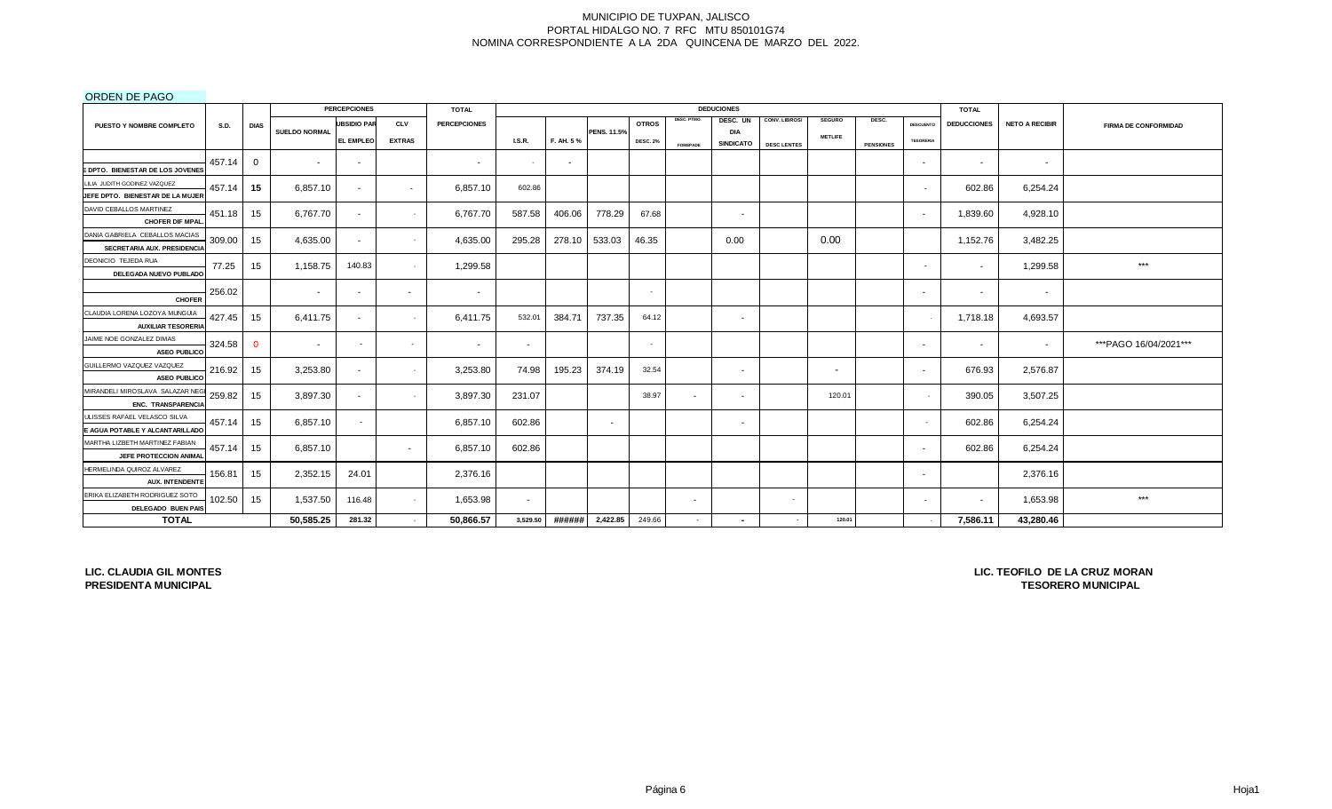MUNICIPIO DE TUXPAN, JALISCO
PORTAL HIDALGO NO. 7 RFC MTU 850101G74
NOMINA CORRESPONDIENTE A LA 2DA QUINCENA DE MARZO DEL 2022.

ORDEN DE PAGO

| PUESTO Y NOMBRE COMPLETO | S.D. | DIAS | PERCEPCIONES | | | TOTAL | DEDUCIONES | | | | | | | | | | | TOTAL | NETO A RECIBIR | FIRMA DE CONFORMIDAD |
|---|---|---|---|---|---|---|---|---|---|---|---|---|---|---|---|---|---|---|---|---|
| | | | SUELDO NORMAL | UBSIDIO PAR EL EMPLEO | CLV EXTRAS | PERCEPCIONES | I.S.R. | F. AH. 5 % | PENS. 11.5% | OTROS DESC. 2% | DESC. PTMO. FOMEPADE | DESC. UN DIA SINDICATO | CONV. LIBROS/ DESC LENTES | SEGURO METLIFE | DESC. PENSIONES | DESCUENTO TESORERIA | DEDUCCIONES | | | |
| E DPTO. BIENESTAR DE LOS JOVENES | 457.14 | 0 | - | - | | - | - | - | | | | | | | | - | - | - | |
| LILIA JUDITH GODINEZ VAZQUEZ / JEFE DPTO. BIENESTAR DE LA MUJER | 457.14 | 15 | 6,857.10 | - | - | 6,857.10 | 602.86 | | | | | | | | | - | 602.86 | 6,254.24 | |
| DAVID CEBALLOS MARTINEZ / CHOFER DIF MPAL. | 451.18 | 15 | 6,767.70 | - | - | 6,767.70 | 587.58 | 406.06 | 778.29 | 67.68 | | - | | | | - | 1,839.60 | 4,928.10 | |
| DANIA GABRIELA CEBALLOS MACIAS / SECRETARIA AUX. PRESIDENCIA | 309.00 | 15 | 4,635.00 | - | - | 4,635.00 | 295.28 | 278.10 | 533.03 | 46.35 | | 0.00 | | 0.00 | | | 1,152.76 | 3,482.25 | |
| DEONICIO TEJEDA RUA / DELEGADA NUEVO PUBLADO | 77.25 | 15 | 1,158.75 | 140.83 | - | 1,299.58 | | | | | | | | | | - | - | 1,299.58 | *** |
| CHOFER | 256.02 | | - | - | - | - | | | | - | | | | | | - | - | - | |
| CLAUDIA LORENA LOZOYA MUNGUIA / AUXILIAR TESORERIA | 427.45 | 15 | 6,411.75 | - | - | 6,411.75 | 532.01 | 384.71 | 737.35 | 64.12 | | - | | | | - | 1,718.18 | 4,693.57 | |
| JAIME NOE GONZALEZ DIMAS / ASEO PUBLICO | 324.58 | 0 | - | - | - | - | - | | | - | | | | | | - | - | - | ***PAGO 16/04/2021*** |
| GUILLERMO VAZQUEZ VAZQUEZ / ASEO PUBLICO | 216.92 | 15 | 3,253.80 | - | - | 3,253.80 | 74.98 | 195.23 | 374.19 | 32.54 | | - | | - | | - | 676.93 | 2,576.87 | |
| MIRANDELI MIROSLAVA SALAZAR NEGI / ENC. TRANSPARENCIA | 259.82 | 15 | 3,897.30 | - | - | 3,897.30 | 231.07 | | | 38.97 | - | - | | 120.01 | | - | 390.05 | 3,507.25 | |
| ULISSES RAFAEL VELASCO SILVA / E AGUA POTABLE Y ALCANTARILLADO | 457.14 | 15 | 6,857.10 | - | | 6,857.10 | 602.86 | | - | | | - | | | | - | 602.86 | 6,254.24 | |
| MARTHA LIZBETH MARTINEZ FABIAN / JEFE PROTECCION ANIMAL | 457.14 | 15 | 6,857.10 | | - | 6,857.10 | 602.86 | | | | | | | | | - | 602.86 | 6,254.24 | |
| HERMELINDA QUIROZ ALVAREZ / AUX. INTENDENTE | 156.81 | 15 | 2,352.15 | 24.01 | | 2,376.16 | | | | | | | | | | - | | 2,376.16 | |
| ERIKA ELIZABETH RODRIGUEZ SOTO / DELEGADO BUEN PAIS | 102.50 | 15 | 1,537.50 | 116.48 | - | 1,653.98 | - | | | | - | | - | | | - | - | 1,653.98 | *** |
| **TOTAL** | | | **50,585.25** | **281.32** | - | **50,866.57** | **3,529.50** | **######** | **2,422.85** | 249.66 | - | **-** | - | **120.01** | | - | **7,586.11** | **43,280.46** | |

**LIC. CLAUDIA GIL MONTES**
**PRESIDENTA MUNICIPAL**

**LIC. TEOFILO DE LA CRUZ MORAN**
**TESORERO MUNICIPAL**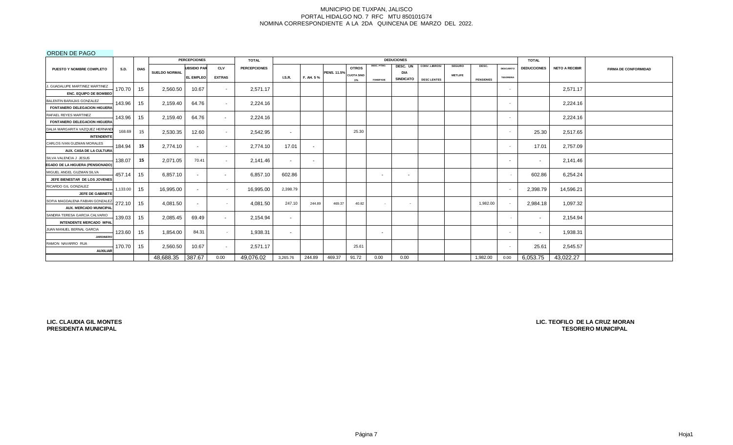MUNICIPIO DE TUXPAN, JALISCO
PORTAL HIDALGO NO. 7 RFC MTU 850101G74
NOMINA CORRESPONDIENTE A LA 2DA QUINCENA DE MARZO DEL 2022.

ORDEN DE PAGO

| PUESTO Y NOMBRE COMPLETO | S.D. | DIAS | PERCEPCIONES | | | TOTAL | DEDUCIONES | | | | | | | | | | | TOTAL | NETO A RECIBIR | FIRMA DE CONFORMIDAD |
|---|---|---|---|---|---|---|---|---|---|---|---|---|---|---|---|---|---|---|---|---|
| | | | SUELDO NORMAL | UBSIDIO PAR EL EMPLEO | CLV EXTRAS | PERCEPCIONES | I.S.R. | F. AH. 5 % | PENS. 11.5% | OTROS CUOTA SIND 1% | DESC. PTMO. FONDAPDE | DESC. UN DIA SINDICATO | CONV. LIBROS/ DESC LENTES | SEGURO METLIFE | DESC. PENSIONES | DESCUENTO TESORERIA | DEDUCCIONES | | |
| J. GUADALUPE MARTINEZ MARTINEZ / ENC. EQUIPO DE BOMBEO | 170.70 | 15 | 2,560.50 | 10.67 | - | 2,571.17 | | | | | | | | | | - | | 2,571.17 | |
| BALENTIN BARAJAS GONZALEZ / FONTANERO DELEGACION HIGUERA | 143.96 | 15 | 2,159.40 | 64.76 | - | 2,224.16 | | | | | | | | | | - | | 2,224.16 | |
| RAFAEL REYES MARTINEZ / FONTANERO DELEGACION HIGUERA | 143.96 | 15 | 2,159.40 | 64.76 | - | 2,224.16 | | | | | | | | | | - | | 2,224.16 | |
| DALIA MARGARITA VAZQUEZ HERNANDE / INTENDENTE | 168.69 | 15 | 2,530.35 | 12.60 | - | 2,542.95 | - | | | 25.30 | | | | | | - | 25.30 | 2,517.65 | |
| CARLOS IVAN GUZMAN MORALES / AUX. CASA DE LA CULTURA | 184.94 | 15 | 2,774.10 | - | - | 2,774.10 | 17.01 | - | | | | | | | | - | 17.01 | 2,757.09 | |
| SILVA VALENCIA J. JESUS / EGADO DE LA HIGUERA (PENSIONADO) | 138.07 | 15 | 2,071.05 | 70.41 | - | 2,141.46 | - | - | | | | | | | | - | - | 2,141.46 | |
| MIGUEL ANGEL GUZMAN SILVA / JEFE BIENESTAR DE LOS JOVENES | 457.14 | 15 | 6,857.10 | - | - | 6,857.10 | 602.86 | | | | - | - | | | | - | 602.86 | 6,254.24 | |
| RICARDO GIL GONZALEZ / JEFE DE GABINETE | 1,133.00 | 15 | 16,995.00 | - | - | 16,995.00 | 2,398.79 | | | | | | | | | - | 2,398.79 | 14,596.21 | |
| SOFIA MAGDALENA FABIAN GONZALEZ / AUX. MERCADO MUNICIPAL | 272.10 | 15 | 4,081.50 | - | - | 4,081.50 | 247.10 | 244.89 | 469.37 | 40.82 | - | - | | | 1,982.00 | - | 2,984.18 | 1,097.32 | |
| SANDRA TERESA GARCIA CALVARIO / INTENDENTE MERCADO MPAL | 139.03 | 15 | 2,085.45 | 69.49 | - | 2,154.94 | - | | | | | | | | | - | - | 2,154.94 | |
| JUAN MANUEL BERNAL GARCIA / JARDINERO | 123.60 | 15 | 1,854.00 | 84.31 | - | 1,938.31 | - | | | | - | | | | | - | - | 1,938.31 | |
| RAMON NAVARRO RUA / AUXILIAR | 170.70 | 15 | 2,560.50 | 10.67 | - | 2,571.17 | | | | 25.61 | | | | | | - | 25.61 | 2,545.57 | |
| | | | 48,688.35 | 387.67 | 0.00 | 49,076.02 | 3,265.76 | 244.89 | 469.37 | 91.72 | 0.00 | 0.00 | | | 1,982.00 | 0.00 | 6,053.75 | 43,022.27 | |

**LIC. CLAUDIA GIL MONTES**
**PRESIDENTA MUNICIPAL**

**LIC. TEOFILO DE LA CRUZ MORAN**
**TESORERO MUNICIPAL**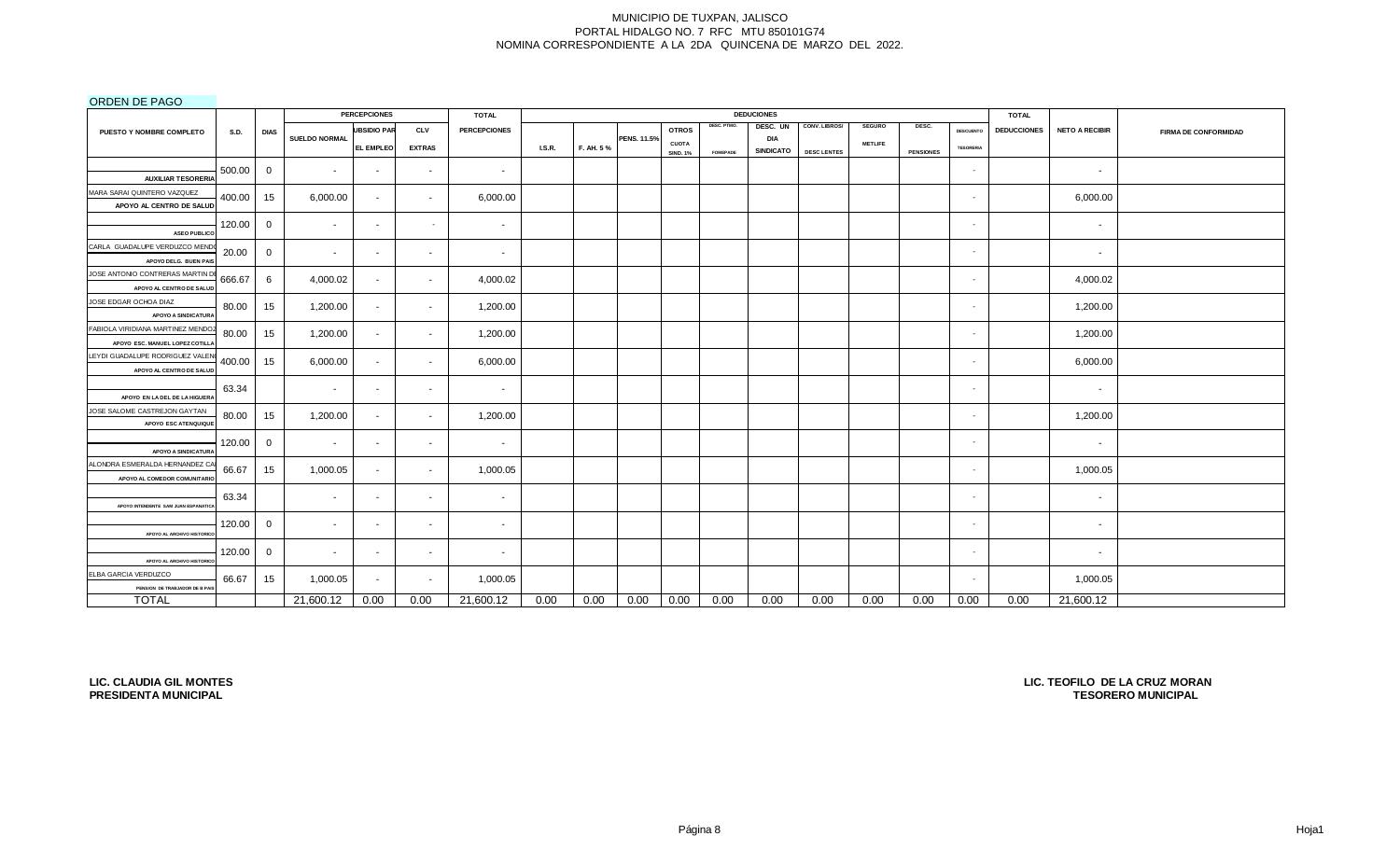MUNICIPIO DE TUXPAN, JALISCO
PORTAL HIDALGO NO. 7 RFC MTU 850101G74
NOMINA CORRESPONDIENTE A LA 2DA QUINCENA DE MARZO DEL 2022.

ORDEN DE PAGO

| PUESTO Y NOMBRE COMPLETO | S.D. | DIAS | PERCEPCIONES SUELDO NORMAL | SUBSIDIO PARA EL EMPLEO | CLV EXTRAS | TOTAL PERCEPCIONES | DEDUCCIONES I.S.R. | F. AH. 5 % | PENS. 11.5% | OTROS CUOTA SIND. 1% | DESC. PTMO. FONEPADE | DESC. UN DIA SINDICATO | CONV. LIBROS/ DESC LENTES | SEGURO METLIFE | DESC. PENSIONES | DESCUENTO TESORERIA | TOTAL DEDUCCIONES | NETO A RECIBIR | FIRMA DE CONFORMIDAD |
|---|---|---|---|---|---|---|---|---|---|---|---|---|---|---|---|---|---|---|---|
| AUXILIAR TESORERIA | 500.00 | 0 | - | - | - | - | | | | | | | | | | - | | - | |
| MARA SARAI QUINTERO VAZQUEZ APOYO AL CENTRO DE SALUD | 400.00 | 15 | 6,000.00 | - | - | 6,000.00 | | | | | | | | | | - | | 6,000.00 | |
| ASEO PUBLICO | 120.00 | 0 | - | - | - | - | | | | | | | | | | - | | - | |
| CARLA GUADALUPE VERDUZCO MEND APOYO DELG. BUEN PAIS | 20.00 | 0 | - | - | - | - | | | | | | | | | | - | | - | |
| JOSE ANTONIO CONTRERAS MARTIN D APOYO AL CENTRO DE SALUD | 666.67 | 6 | 4,000.02 | - | - | 4,000.02 | | | | | | | | | | - | | 4,000.02 | |
| JOSE EDGAR OCHOA DIAZ APOYO A SINDICATURA | 80.00 | 15 | 1,200.00 | - | - | 1,200.00 | | | | | | | | | | - | | 1,200.00 | |
| FABIOLA VIRIDIANA MARTINEZ MENDOZ APOYO ESC. MANUEL LOPEZ COTILLA | 80.00 | 15 | 1,200.00 | - | - | 1,200.00 | | | | | | | | | | - | | 1,200.00 | |
| LEYDI GUADALUPE RODRIGUEZ VALEN APOYO AL CENTRO DE SALUD | 400.00 | 15 | 6,000.00 | - | - | 6,000.00 | | | | | | | | | | - | | 6,000.00 | |
| APOYO EN LA DEL DE LA HIGUERA | 63.34 | | - | - | - | - | | | | | | | | | | - | | - | |
| JOSE SALOME CASTREJON GAYTAN APOYO ESC ATENQUIQUE | 80.00 | 15 | 1,200.00 | - | - | 1,200.00 | | | | | | | | | | - | | 1,200.00 | |
| APOYO A SINDICATURA | 120.00 | 0 | - | - | - | - | | | | | | | | | | - | | - | |
| ALONDRA ESMERALDA HERNANDEZ CA APOYO AL COMEDOR COMUNITARIO | 66.67 | 15 | 1,000.05 | - | - | 1,000.05 | | | | | | | | | | - | | 1,000.05 | |
| APOYO INTENDENTE SAN JUAN ESPANATICA | 63.34 | | - | - | - | - | | | | | | | | | | - | | - | |
| APOYO AL ARCHIVO HISTORICO | 120.00 | 0 | - | - | - | - | | | | | | | | | | - | | - | |
| APOYO AL ARCHIVO HISTORICO | 120.00 | 0 | - | - | - | - | | | | | | | | | | - | | - | |
| ELBA GARCIA VERDUZCO PENSION DE TRABAJADOR DE B PAIS | 66.67 | 15 | 1,000.05 | - | - | 1,000.05 | | | | | | | | | | - | | 1,000.05 | |
| TOTAL | | | 21,600.12 | 0.00 | 0.00 | 21,600.12 | 0.00 | 0.00 | 0.00 | 0.00 | 0.00 | 0.00 | 0.00 | 0.00 | 0.00 | 0.00 | 0.00 | 21,600.12 | |

**LIC. CLAUDIA GIL MONTES**
**PRESIDENTA MUNICIPAL**

**LIC. TEOFILO DE LA CRUZ MORAN**
**TESORERO MUNICIPAL**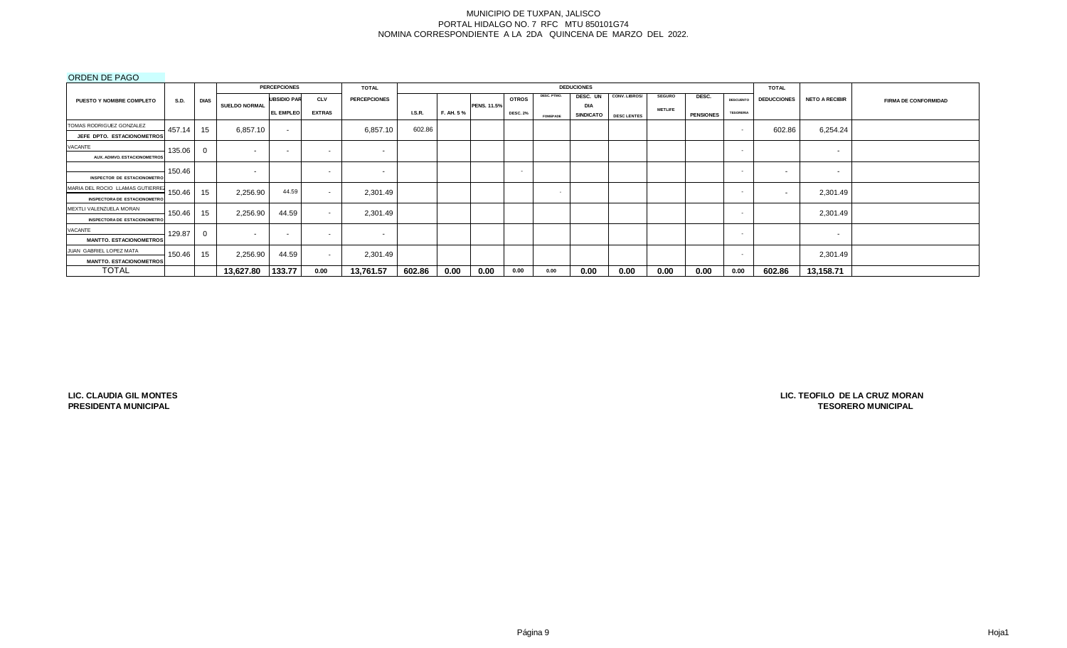MUNICIPIO DE TUXPAN, JALISCO
PORTAL HIDALGO NO. 7 RFC MTU 850101G74
NOMINA CORRESPONDIENTE A LA 2DA QUINCENA DE MARZO DEL 2022.

ORDEN DE PAGO

| PUESTO Y NOMBRE COMPLETO | S.D. | DIAS | PERCEPCIONES | | | TOTAL | DEDUCIONES | | | | | | | | | | TOTAL | NETO A RECIBIR | FIRMA DE CONFORMIDAD |
|---|---|---|---|---|---|---|---|---|---|---|---|---|---|---|---|---|---|---|---|
| | | | SUELDO NORMAL | UBSIDIO PAR EL EMPLEO | CLV EXTRAS | PERCEPCIONES | I.S.R. | F. AH. 5 % | PENS. 11.5% | OTROS DESC. 2% | DESC. PTMO. FOMEPADE | DESC. UN DIA SINDICATO | CONV. LIBROS/ DESC LENTES | SEGURO METLIFE | DESC. PENSIONES | DESCUENTO TESORERIA | DEDUCCIONES | | |
| TOMAS RODRIGUEZ GONZALEZ<br>JEFE DPTO. ESTACIONOMETROS | 457.14 | 15 | 6,857.10 | - | | 6,857.10 | 602.86 | | | | | | | | | - | 602.86 | 6,254.24 | |
| VACANTE<br>AUX. ADMVO. ESTACIONOMETROS | 135.06 | 0 | - | - | - | - | | | | | | | | | | - | | - | |
| <br>INSPECTOR DE ESTACIONOMETRO | 150.46 | | - | | - | - | | | | - | | | | | | - | - | - | |
| MARIA DEL ROCIO LLAMAS GUTIERREZ<br>INSPECTORA DE ESTACIONOMETRO | 150.46 | 15 | 2,256.90 | 44.59 | - | 2,301.49 | | | | | - | | | | | - | - | 2,301.49 | |
| MEXTLI VALENZUELA MORAN<br>INSPECTORA DE ESTACIONOMETRO | 150.46 | 15 | 2,256.90 | 44.59 | - | 2,301.49 | | | | | | | | | | - | | 2,301.49 | |
| VACANTE<br>MANTTO. ESTACIONOMETROS | 129.87 | 0 | - | - | - | - | | | | | | | | | | - | | - | |
| JUAN GABRIEL LOPEZ MATA<br>MANTTO. ESTACIONOMETROS | 150.46 | 15 | 2,256.90 | 44.59 | - | 2,301.49 | | | | | | | | | | - | | 2,301.49 | |
| TOTAL | | | 13,627.80 | 133.77 | 0.00 | 13,761.57 | 602.86 | 0.00 | 0.00 | 0.00 | 0.00 | 0.00 | 0.00 | 0.00 | 0.00 | 0.00 | 602.86 | 13,158.71 | |

**LIC. CLAUDIA GIL MONTES**
**PRESIDENTA MUNICIPAL**

**LIC. TEOFILO DE LA CRUZ MORAN**
**TESORERO MUNICIPAL**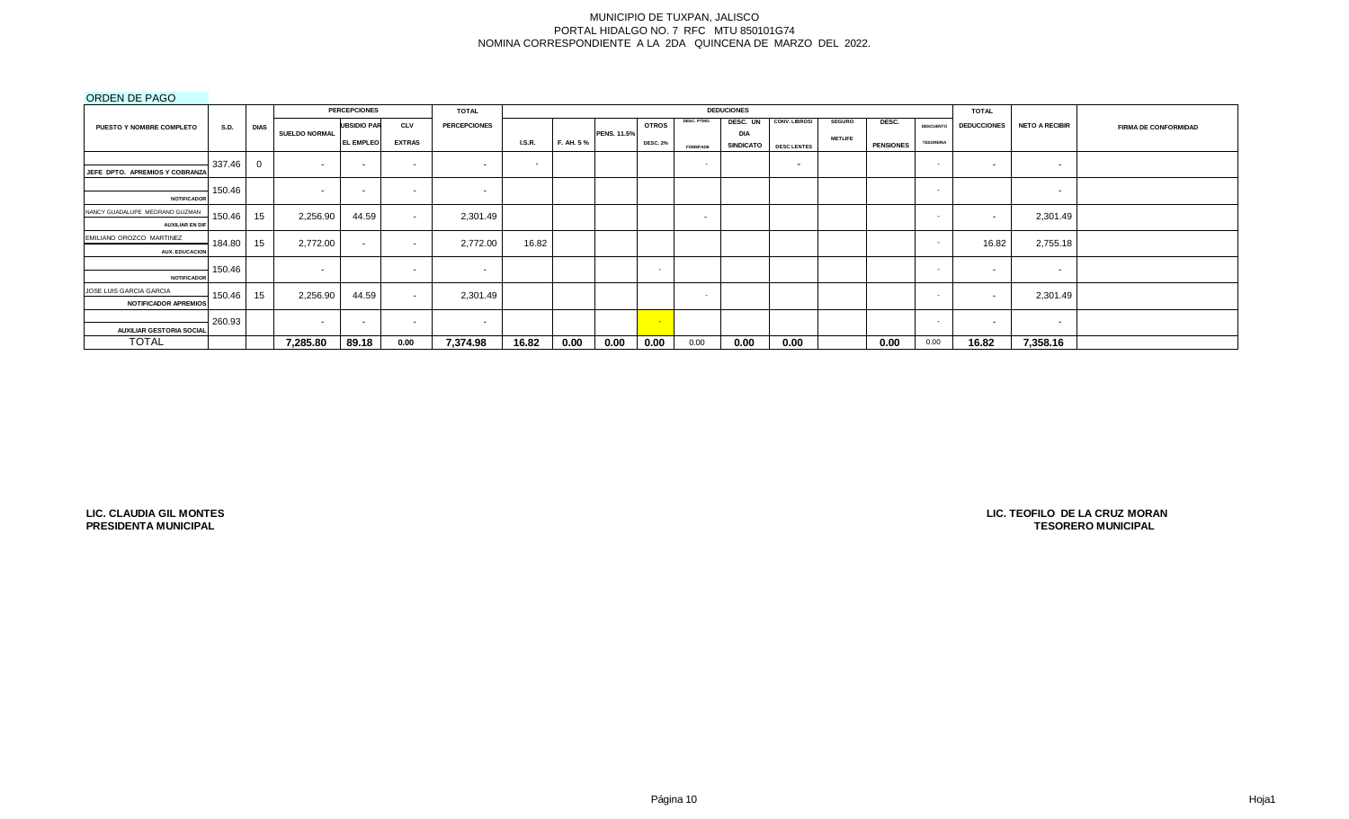MUNICIPIO DE TUXPAN, JALISCO
PORTAL HIDALGO NO. 7 RFC MTU 850101G74
NOMINA CORRESPONDIENTE A LA 2DA QUINCENA DE MARZO DEL 2022.

ORDEN DE PAGO

| PUESTO Y NOMBRE COMPLETO | S.D. | DIAS | PERCEPCIONES | | | TOTAL | DEDUCIONES | | | | | | | | | | | TOTAL | NETO A RECIBIR | FIRMA DE CONFORMIDAD |
|---|---|---|---|---|---|---|---|---|---|---|---|---|---|---|---|---|---|---|---|---|
| | | | SUELDO NORMAL | UBSIDIO PAR EL EMPLEO | CLV EXTRAS | PERCEPCIONES | I.S.R. | F. AH. 5 % | PENS. 11.5% | OTROS DESC. 2% | DESC. PTMO. FONDPADE | DESC. UN DIA SINDICATO | CONV. LIBROS/ DESC LENTES | SEGURO METLIFE | DESC. PENSIONES | DESCUENTO TESORERIA | DEDUCCIONES | | | |
| JEFE DPTO. APREMIOS Y COBRANZA | 337.46 | 0 | - | - | - | - | - | | | | - | | - | | | - | - | - | |
| NOTIFICADOR | 150.46 | | - | - | - | - | | | | | | | | | | - | | - | |
| NANCY GUADALUPE MEDRANO GUZMAN AUXILIAR EN DIF | 150.46 | 15 | 2,256.90 | 44.59 | - | 2,301.49 | | | | | - | | | | | - | - | 2,301.49 | |
| EMILIANO OROZCO MARTINEZ AUX. EDUCACION | 184.80 | 15 | 2,772.00 | - | - | 2,772.00 | 16.82 | | | | | | | | | - | 16.82 | 2,755.18 | |
| NOTIFICADOR | 150.46 | | - | | - | - | | | | - | | | | | | - | - | - | |
| JOSE LUIS GARCIA GARCIA NOTIFICADOR APREMIOS | 150.46 | 15 | 2,256.90 | 44.59 | - | 2,301.49 | | | | | - | | | | | - | - | 2,301.49 | |
| AUXILIAR GESTORIA SOCIAL | 260.93 | | - | - | - | - | | | | - | | | | | | - | - | - | |
| TOTAL | | | 7,285.80 | 89.18 | 0.00 | 7,374.98 | 16.82 | 0.00 | 0.00 | 0.00 | 0.00 | 0.00 | 0.00 | | 0.00 | 0.00 | 16.82 | 7,358.16 | |

**LIC. CLAUDIA GIL MONTES**
**PRESIDENTA MUNICIPAL**

**LIC. TEOFILO DE LA CRUZ MORAN**
**TESORERO MUNICIPAL**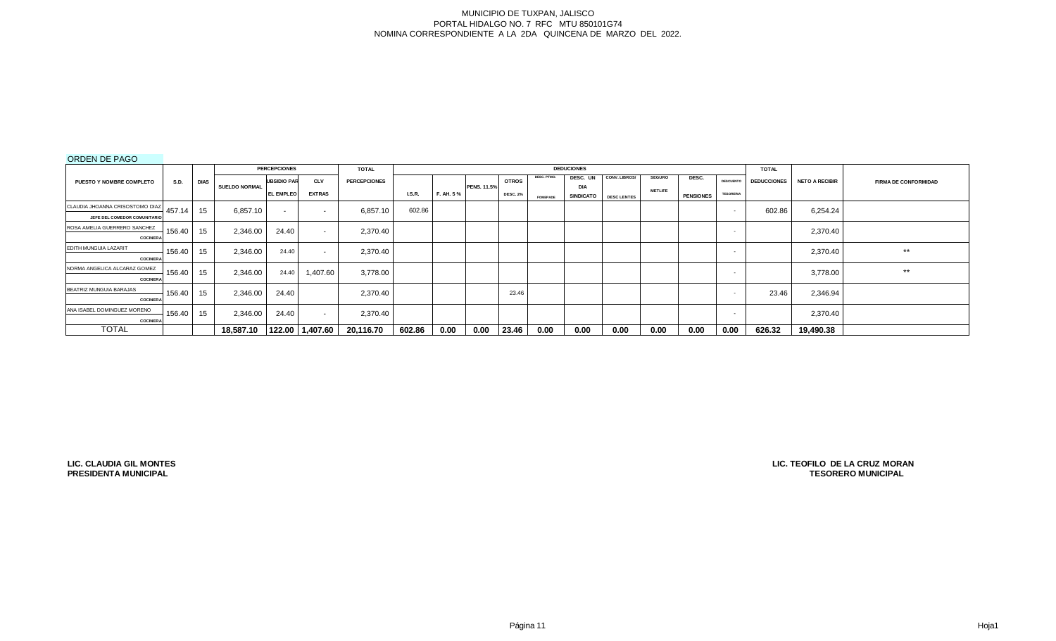MUNICIPIO DE TUXPAN, JALISCO
PORTAL HIDALGO NO. 7 RFC MTU 850101G74
NOMINA CORRESPONDIENTE A LA 2DA QUINCENA DE MARZO DEL 2022.

ORDEN DE PAGO

| PUESTO Y NOMBRE COMPLETO | S.D. | DIAS | PERCEPCIONES SUELDO NORMAL | SUBSIDIO PARA EL EMPLEO | CLV EXTRAS | TOTAL PERCEPCIONES | DEDUCIONES I.S.R. | F. AH. 5 % | PENS. 11.5% | OTROS DESC. 2% | DESC. PTMO. FOMEPADE | DESC. UN DIA SINDICATO | CONV. LIBROS/ DESC LENTES | SEGURO METLIFE | DESC. PENSIONES | DESCUENTO TESORERIA | TOTAL DEDUCCIONES | NETO A RECIBIR | FIRMA DE CONFORMIDAD |
|---|---|---|---|---|---|---|---|---|---|---|---|---|---|---|---|---|---|---|---|
| CLAUDIA JHOANNA CRISOSTOMO DIAZ JEFE DEL COMEDOR COMUNITARIO | 457.14 | 15 | 6,857.10 | - | - | 6,857.10 | 602.86 | | | | | | | | | - | 602.86 | 6,254.24 | |
| ROSA AMELIA GUERRERO SANCHEZ COCINERA | 156.40 | 15 | 2,346.00 | 24.40 | - | 2,370.40 | | | | | | | | | | - | | 2,370.40 | |
| EDITH MUNGUIA LAZARIT COCINERA | 156.40 | 15 | 2,346.00 | 24.40 | - | 2,370.40 | | | | | | | | | | - | | 2,370.40 | ** |
| NORMA ANGELICA ALCARAZ GOMEZ COCINERA | 156.40 | 15 | 2,346.00 | 24.40 | 1,407.60 | 3,778.00 | | | | | | | | | | - | | 3,778.00 | ** |
| BEATRIZ MUNGUIA BARAJAS COCINERA | 156.40 | 15 | 2,346.00 | 24.40 | | 2,370.40 | | | | 23.46 | | | | | | - | 23.46 | 2,346.94 | |
| ANA ISABEL DOMINGUEZ MORENO COCINERA | 156.40 | 15 | 2,346.00 | 24.40 | - | 2,370.40 | | | | | | | | | | - | | 2,370.40 | |
| TOTAL | | | 18,587.10 | 122.00 | 1,407.60 | 20,116.70 | 602.86 | 0.00 | 0.00 | 23.46 | 0.00 | 0.00 | 0.00 | 0.00 | 0.00 | 0.00 | 626.32 | 19,490.38 | |

**LIC. CLAUDIA GIL MONTES**
**PRESIDENTA MUNICIPAL**

**LIC. TEOFILO DE LA CRUZ MORAN**
**TESORERO MUNICIPAL**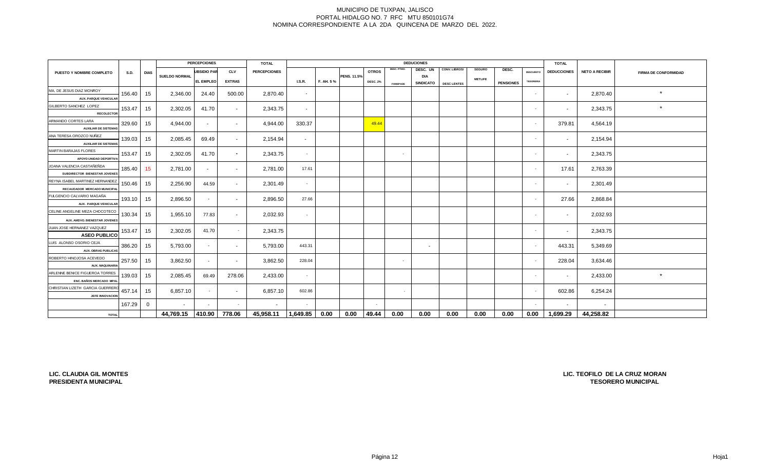MUNICIPIO DE TUXPAN, JALISCO
PORTAL HIDALGO NO. 7 RFC MTU 850101G74
NOMINA CORRESPONDIENTE A LA 2DA QUINCENA DE MARZO DEL 2022.

| PUESTO Y NOMBRE COMPLETO | S.D. | DIAS | PERCEPCIONES | | | TOTAL | DEDUCIONES | | | | | | | | | | | TOTAL | | |
|---|---|---|---|---|---|---|---|---|---|---|---|---|---|---|---|---|---|---|---|---|
| | | | SUELDO NORMAL | UBSIDIO PAR EL EMPLEO | CLV EXTRAS | PERCEPCIONES | I.S.R. | F. AH. 5 % | PENS. 11.5% | OTROS DESC. 2% | DESC. PTMO. FONDPADE | DESC. UN DIA SINDICATO | CONV. LIBROS/ DESC LENTES | SEGURO METLIFE | DESC. PENSIONES | DESCUENTO TESORERIA | DEDUCCIONES | NETO A RECIBIR | FIRMA DE CONFORMIDAD |
| MA. DE JESUS DIAZ MONROY AUX. PARQUE VEHICULAR | 156.40 | 15 | 2,346.00 | 24.40 | 500.00 | 2,870.40 | - | | | | | | | | | - | - | 2,870.40 | * |
| GILBERTO SANCHEZ LOPEZ RECOLECTOR | 153.47 | 15 | 2,302.05 | 41.70 | - | 2,343.75 | - | | | | | | | | | - | - | 2,343.75 | * |
| ARMANDO CORTES LARA AUXILIAR DE SISTEMAS | 329.60 | 15 | 4,944.00 | - | - | 4,944.00 | 330.37 | | | 49.44 | | | | | | - | 379.81 | 4,564.19 | |
| ANA TERESA OROZCO NUÑEZ AUXILIAR DE SISTEMAS | 139.03 | 15 | 2,085.45 | 69.49 | - | 2,154.94 | - | | | | | | | | | - | - | 2,154.94 | |
| MARTIN BARAJAS FLORES APOYO UNIDAD DEPORTIVA | 153.47 | 15 | 2,302.05 | 41.70 | - | 2,343.75 | - | | | | - | | | | | - | - | 2,343.75 | |
| JOANA VALENCIA CASTAÑEDA SUBDIRECTOR BIENESTAR JOVENES | 185.40 | 15 | 2,781.00 | - | - | 2,781.00 | 17.61 | | | | | | | | | - | 17.61 | 2,763.39 | |
| REYNA ISABEL MARTINEZ HERNANDEZ RECAUDADOR MERCADO MUNICIPAL | 150.46 | 15 | 2,256.90 | 44.59 | - | 2,301.49 | - | | | | | | | | | - | - | 2,301.49 | |
| FULGENCIO CALVARIO MAGAÑA AUX. PARQUE VEHICULAR | 193.10 | 15 | 2,896.50 | - | - | 2,896.50 | 27.66 | | | | | | | | | - | 27.66 | 2,868.84 | |
| CELINE ANGELINE MEZA CHOCOTECO AUX. AMDVO. BIENESTAR JOVENES | 130.34 | 15 | 1,955.10 | 77.83 | - | 2,032.93 | - | | | | | | | | | - | - | 2,032.93 | |
| JUAN JOSE HERNANEZ VAZQUEZ ASEO PUBLICO | 153.47 | 15 | 2,302.05 | 41.70 | - | 2,343.75 | | | | | | | | | | - | - | 2,343.75 | |
| LUIS ALONSO OSORIO CEJA AUX. OBRAS PUBLICAS | 386.20 | 15 | 5,793.00 | - | - | 5,793.00 | 443.31 | | | | | - | | | | - | 443.31 | 5,349.69 | |
| ROBERTO HINOJOSA ACEVEDO AUX. MAQUINARIA | 257.50 | 15 | 3,862.50 | - | - | 3,862.50 | 228.04 | | | | - | | | | | - | 228.04 | 3,634.46 | |
| ARLENNE BENICE FIGUEROA TORRES ENC. BAÑOS MERCADO MPAL | 139.03 | 15 | 2,085.45 | 69.49 | 278.06 | 2,433.00 | - | | | | | | | | | - | - | 2,433.00 | * |
| CHRISTIAN LIZETH GARCIA GUERRERO JEFE INNOVACION | 457.14 | 15 | 6,857.10 | - | - | 6,857.10 | 602.86 | | | | - | | | | | - | 602.86 | 6,254.24 | |
| | 167.29 | 0 | - | - | - | - | - | | | - | | | | | | - | - | - | |
| TOTAL | | | 44,769.15 | 410.90 | 778.06 | 45,958.11 | 1,649.85 | 0.00 | 0.00 | 49.44 | 0.00 | 0.00 | 0.00 | 0.00 | 0.00 | 0.00 | 1,699.29 | 44,258.82 | |

**LIC. CLAUDIA GIL MONTES**
**PRESIDENTA MUNICIPAL**

**LIC. TEOFILO DE LA CRUZ MORAN**
**TESORERO MUNICIPAL**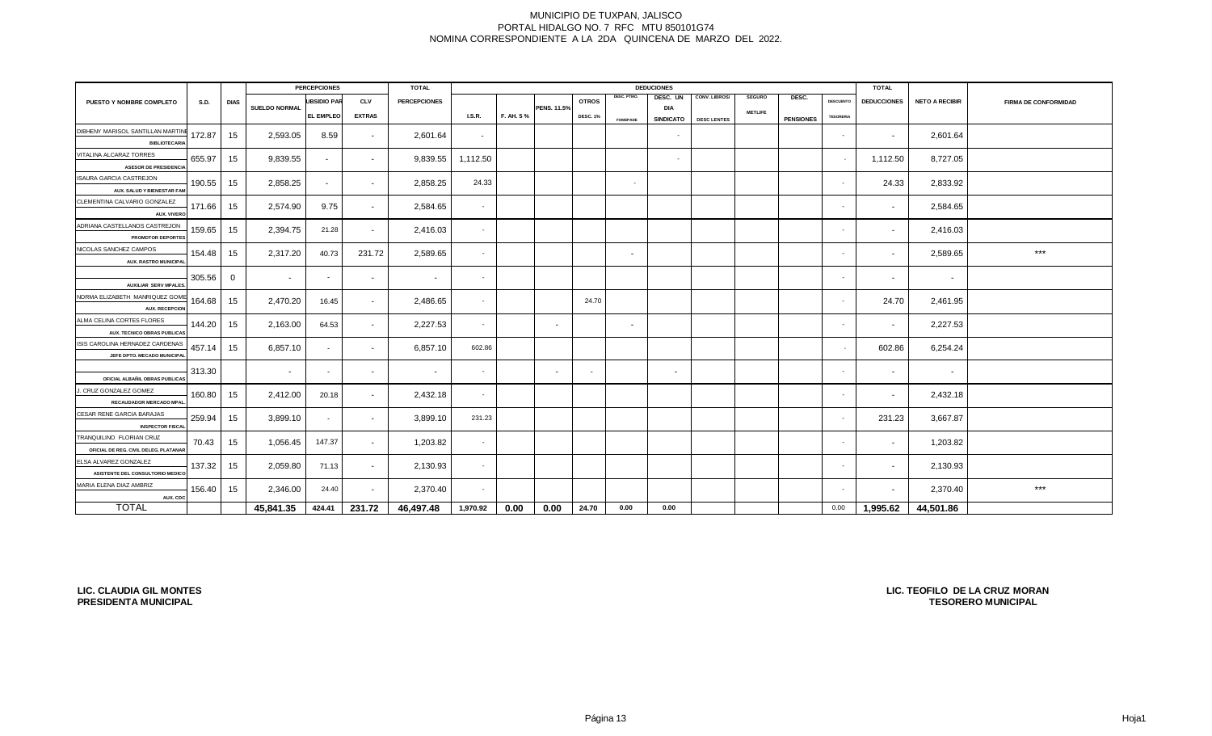MUNICIPIO DE TUXPAN, JALISCO
PORTAL HIDALGO NO. 7 RFC MTU 850101G74
NOMINA CORRESPONDIENTE A LA 2DA QUINCENA DE MARZO DEL 2022.

| PUESTO Y NOMBRE COMPLETO | S.D. | DIAS | PERCEPCIONES | | | TOTAL | DEDUCIONES | | | | | | | | | | | TOTAL | NETO A RECIBIR | FIRMA DE CONFORMIDAD |
|---|---|---|---|---|---|---|---|---|---|---|---|---|---|---|---|---|---|---|---|---|
| | | | SUELDO NORMAL | UBSIDIO PAR EL EMPLEO | CLV EXTRAS | PERCEPCIONES | I.S.R. | F. AH. 5 % | PENS. 11.5% | OTROS DESC. 1% | DESC. PTMO. FONDPADE | DESC. UN DIA SINDICATO | CONV. LIBROS/ DESC LENTES | SEGURO METLIFE | DESC. PENSIONES | DESCUENTO TESORERIA | DEDUCCIONES | | | |
| DIBHENY MARISOL SANTILLAN MARTINE BIBLIOTECARIA | 172.87 | 15 | 2,593.05 | 8.59 | - | 2,601.64 | - | | | | | - | | | | - | - | 2,601.64 | |
| VITALINA ALCARAZ TORRES ASESOR DE PRESIDENCIA | 655.97 | 15 | 9,839.55 | - | - | 9,839.55 | 1,112.50 | | | | | - | | | | - | 1,112.50 | 8,727.05 | |
| ISAURA GARCIA CASTREJON AUX. SALUD Y BIENESTAR FAM | 190.55 | 15 | 2,858.25 | - | - | 2,858.25 | 24.33 | | | | - | | | | | - | 24.33 | 2,833.92 | |
| CLEMENTINA CALVARIO GONZALEZ AUX. VIVERO | 171.66 | 15 | 2,574.90 | 9.75 | - | 2,584.65 | - | | | | | | | | | - | - | 2,584.65 | |
| ADRIANA CASTELLANOS CASTREJON PROMOTOR DEPORTES | 159.65 | 15 | 2,394.75 | 21.28 | - | 2,416.03 | - | | | | | | | | | - | - | 2,416.03 | |
| NICOLAS SANCHEZ CAMPOS AUX. RASTRO MUNICIPAL | 154.48 | 15 | 2,317.20 | 40.73 | 231.72 | 2,589.65 | - | | | | - | | | | | - | - | 2,589.65 | *** |
| AUXILIAR SERV MPALES. | 305.56 | 0 | - | - | - | - | - | | | | | | | | | - | - | - | |
| NORMA ELIZABETH MANRIQUEZ GOME AUX. RECEPCION | 164.68 | 15 | 2,470.20 | 16.45 | - | 2,486.65 | - | | | 24.70 | | | | | | - | 24.70 | 2,461.95 | |
| ALMA CELINA CORTES FLORES AUX. TECNICO OBRAS PUBLICAS | 144.20 | 15 | 2,163.00 | 64.53 | - | 2,227.53 | - | | - | | - | | | | | - | - | 2,227.53 | |
| ISIS CAROLINA HERNADEZ CARDENAS JEFE DPTO. MECADO MUNICIPAL | 457.14 | 15 | 6,857.10 | - | - | 6,857.10 | 602.86 | | | | | | | | | - | 602.86 | 6,254.24 | |
| OFICIAL ALBAÑIL OBRAS PUBLICAS | 313.30 | | - | - | - | - | - | | - | - | | - | | | | - | - | - | |
| J. CRUZ GONZALEZ GOMEZ RECAUDADOR MERCADO MPAL. | 160.80 | 15 | 2,412.00 | 20.18 | - | 2,432.18 | - | | | | | | | | | - | - | 2,432.18 | |
| CESAR RENE GARCIA BARAJAS INSPECTOR FISCAL | 259.94 | 15 | 3,899.10 | - | - | 3,899.10 | 231.23 | | | | | | | | | - | 231.23 | 3,667.87 | |
| TRANQUILINO FLORIAN CRUZ OFICIAL DE REG. CIVIL DELEG. PLATANAR | 70.43 | 15 | 1,056.45 | 147.37 | - | 1,203.82 | - | | | | | | | | | - | - | 1,203.82 | |
| ELSA ALVAREZ GONZALEZ ASISTENTE DEL CONSULTORIO MEDICO | 137.32 | 15 | 2,059.80 | 71.13 | - | 2,130.93 | - | | | | | | | | | - | - | 2,130.93 | |
| MARIA ELENA DIAZ AMBRIZ AUX. CDC | 156.40 | 15 | 2,346.00 | 24.40 | - | 2,370.40 | - | | | | | | | | | - | - | 2,370.40 | *** |
| TOTAL | | | 45,841.35 | 424.41 | 231.72 | 46,497.48 | 1,970.92 | 0.00 | 0.00 | 24.70 | 0.00 | 0.00 | | | | 0.00 | 1,995.62 | 44,501.86 | |

**LIC. CLAUDIA GIL MONTES**
**PRESIDENTA MUNICIPAL**

**LIC. TEOFILO DE LA CRUZ MORAN**
**TESORERO MUNICIPAL**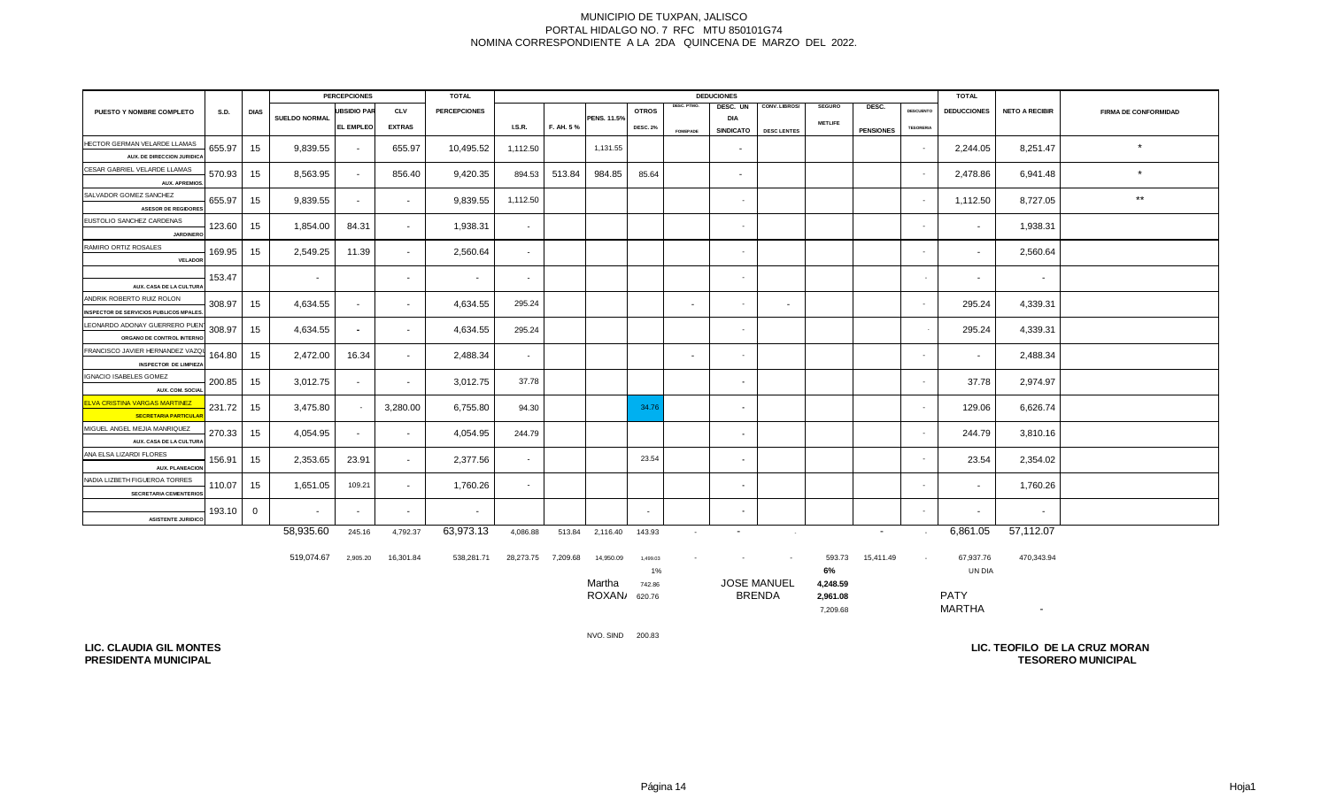# MUNICIPIO DE TUXPAN, JALISCO
PORTAL HIDALGO NO. 7 RFC MTU 850101G74
NOMINA CORRESPONDIENTE A LA 2DA QUINCENA DE MARZO DEL 2022.

| PUESTO Y NOMBRE COMPLETO | S.D. | DIAS | PERCEPCIONES | | | TOTAL | DEDUCCIONES | | | | | | | | | | | TOTAL | NETO A RECIBIR | FIRMA DE CONFORMIDAD |
|---|---|---|---|---|---|---|---|---|---|---|---|---|---|---|---|---|---|---|---|---|
| | | | SUELDO NORMAL | SUBSIDIO PAR EL EMPLEO | CLV EXTRAS | PERCEPCIONES | I.S.R. | F. AH. 5 % | PENS. 11.5% | OTROS DESC. 2% | DESC. PTMO. FOMEPADE | DESC. UN DIA SINDICATO | CONV. LIBROS/ DESC LENTES | SEGURO METLIFE | DESC. PENSIONES | DESCUENTO TESORERIA | DEDUCCIONES | | |
| HECTOR GERMAN VELARDE LLAMAS AUX. DE DIRECCION JURIDICA | 655.97 | 15 | 9,839.55 | - | 655.97 | 10,495.52 | 1,112.50 | | 1,131.55 | | | - | | | | - | 2,244.05 | 8,251.47 | * |
| CESAR GABRIEL VELARDE LLAMAS AUX. APREMIOS. | 570.93 | 15 | 8,563.95 | - | 856.40 | 9,420.35 | 894.53 | 513.84 | 984.85 | 85.64 | | - | | | | - | 2,478.86 | 6,941.48 | * |
| SALVADOR GOMEZ SANCHEZ ASESOR DE REGIDORES | 655.97 | 15 | 9,839.55 | - | - | 9,839.55 | 1,112.50 | | | | | - | | | | - | 1,112.50 | 8,727.05 | ** |
| EUSTOLIO SANCHEZ CARDENAS JARDINERO | 123.60 | 15 | 1,854.00 | 84.31 | - | 1,938.31 | - | | | | | - | | | | - | - | 1,938.31 | |
| RAMIRO ORTIZ ROSALES VELADOR | 169.95 | 15 | 2,549.25 | 11.39 | - | 2,560.64 | - | | | | | - | | | | - | - | 2,560.64 | |
| AUX. CASA DE LA CULTURA | 153.47 | | - | | - | - | - | | | | | - | | | | - | - | - | |
| ANDRIK ROBERTO RUIZ ROLON INSPECTOR DE SERVICIOS PUBLICOS MPALES. | 308.97 | 15 | 4,634.55 | - | - | 4,634.55 | 295.24 | | | | - | - | - | | | - | 295.24 | 4,339.31 | |
| LEONARDO ADONAY GUERRERO PUENT ORGANO DE CONTROL INTERNO | 308.97 | 15 | 4,634.55 | - | - | 4,634.55 | 295.24 | | | | | - | | | | - | 295.24 | 4,339.31 | |
| FRANCISCO JAVIER HERNANDEZ VAZQU INSPECTOR DE LIMPIEZA | 164.80 | 15 | 2,472.00 | 16.34 | - | 2,488.34 | - | | | | - | - | | | | - | - | 2,488.34 | |
| IGNACIO ISABELES GOMEZ AUX. COM. SOCIAL | 200.85 | 15 | 3,012.75 | - | - | 3,012.75 | 37.78 | | | | | - | | | | - | 37.78 | 2,974.97 | |
| ELVA CRISTINA VARGAS MARTINEZ SECRETARIA PARTICULAR | 231.72 | 15 | 3,475.80 | - | 3,280.00 | 6,755.80 | 94.30 | | | 34.76 | | - | | | | - | 129.06 | 6,626.74 | |
| MIGUEL ANGEL MEJIA MANRIQUEZ AUX. CASA DE LA CULTURA | 270.33 | 15 | 4,054.95 | - | - | 4,054.95 | 244.79 | | | | | - | | | | - | 244.79 | 3,810.16 | |
| ANA ELSA LIZARDI FLORES AUX. PLANEACION | 156.91 | 15 | 2,353.65 | 23.91 | - | 2,377.56 | - | | | 23.54 | | - | | | | - | 23.54 | 2,354.02 | |
| NADIA LIZBETH FIGUEROA TORRES SECRETARIA CEMENTERIOS | 110.07 | 15 | 1,651.05 | 109.21 | - | 1,760.26 | - | | | | | - | | | | - | - | 1,760.26 | |
| ASISTENTE JURIDICO | 193.10 | 0 | - | - | - | - | | | | - | | - | | | | - | - | - | |
| | | | 58,935.60 | 245.16 | 4,792.37 | 63,973.13 | 4,086.88 | 513.84 | 2,116.40 | 143.93 | - | - | - | | - | - | 6,861.05 | 57,112.07 | |
| | | | 519,074.67 | 2,905.20 | 16,301.84 | 538,281.71 | 28,273.75 | 7,209.68 | 14,950.09 | 1,499.03 | - | - | - | 593.73 | 15,411.49 | - | 67,937.76 | 470,343.94 | |

1% 6% UN DIA

Martha 742.86 JOSE MANUEL 4,248.59
ROXANA 620.76 BRENDA 2,961.08 PATY
7,209.68 MARTHA -

NVO. SIND 200.83

**LIC. CLAUDIA GIL MONTES**
**PRESIDENTA MUNICIPAL**

**LIC. TEOFILO DE LA CRUZ MORAN**
**TESORERO MUNICIPAL**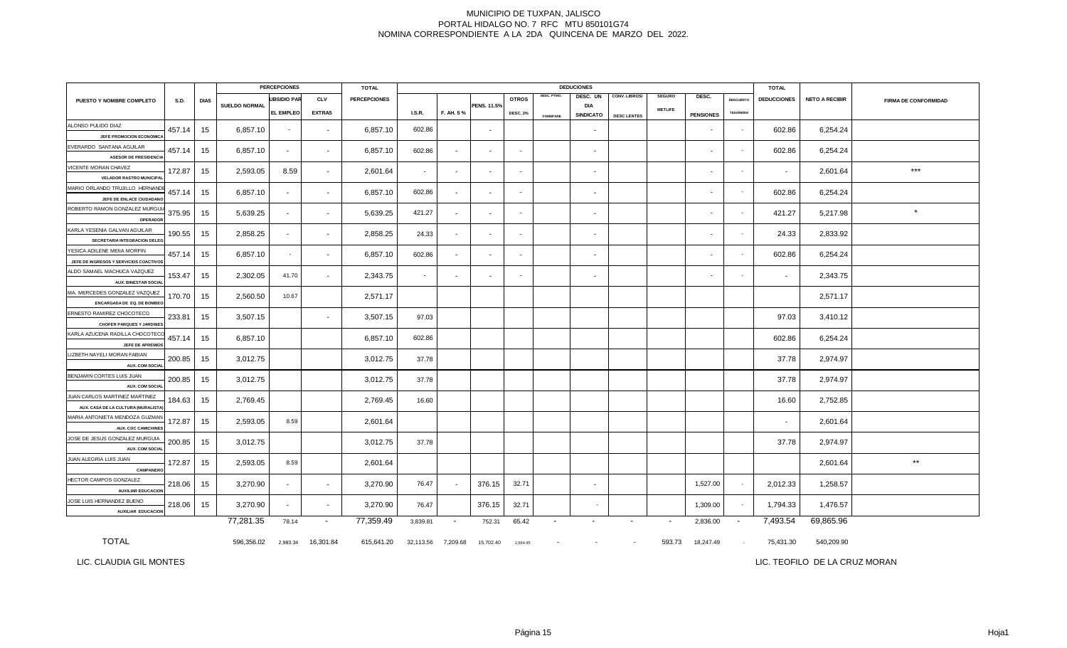MUNICIPIO DE TUXPAN, JALISCO
PORTAL HIDALGO NO. 7 RFC MTU 850101G74
NOMINA CORRESPONDIENTE A LA 2DA QUINCENA DE MARZO DEL 2022.

| PUESTO Y NOMBRE COMPLETO | S.D. | DIAS | PERCEPCIONES | | | TOTAL | DEDUCIONES | | | | | | | | | | | TOTAL | NETO A RECIBIR | FIRMA DE CONFORMIDAD |
|---|---|---|---|---|---|---|---|---|---|---|---|---|---|---|---|---|---|---|---|---|
| | | | SUELDO NORMAL | UBSIDIO PAR EL EMPLEO | CLV EXTRAS | PERCEPCIONES | I.S.R. | F. AH. 5 % | PENS. 11.5% | OTROS DESC. 2% | DESC. PTMO. FOMEPADE | DESC. UN DIA SINDICATO | CONV. LIBROS/ DESC LENTES | SEGURO METLIFE | DESC. PENSIONES | DESCUENTO TESORERIA | DEDUCCIONES | | |
| ALONSO PULIDO DIAZ JEFE PROMOCION ECONOMICA | 457.14 | 15 | 6,857.10 | - | - | 6,857.10 | 602.86 | | - | | | - | | | - | - | 602.86 | 6,254.24 | |
| EVERARDO SANTANA AGUILAR ASESOR DE PRESIDENCIA | 457.14 | 15 | 6,857.10 | - | - | 6,857.10 | 602.86 | - | - | - | | - | | | - | - | 602.86 | 6,254.24 | |
| VICENTE MORAN CHAVEZ VELADOR RASTRO MUNICIPAL | 172.87 | 15 | 2,593.05 | 8.59 | - | 2,601.64 | - | - | - | - | | - | | | - | - | - | 2,601.64 | *** |
| MARIO ORLANDO TRUJILLO HERNANDE JEFE DE ENLACE CIUDADANO | 457.14 | 15 | 6,857.10 | - | - | 6,857.10 | 602.86 | - | - | - | | - | | | - | - | 602.86 | 6,254.24 | |
| ROBERTO RAMON GONZALEZ MURGUI OPERADOR | 375.95 | 15 | 5,639.25 | - | - | 5,639.25 | 421.27 | - | - | - | | - | | | - | - | 421.27 | 5,217.98 | * |
| KARLA YESENIA GALVAN AGUILAR SECRETARIA INTEGRACION DELEG | 190.55 | 15 | 2,858.25 | - | - | 2,858.25 | 24.33 | - | - | - | | - | | | - | - | 24.33 | 2,833.92 | |
| YESICA ADILENE MEJIA MORFIN JEFE DE INGRESOS Y SERVICIOS COACTIVOS | 457.14 | 15 | 6,857.10 | - | - | 6,857.10 | 602.86 | - | - | - | | - | | | - | - | 602.86 | 6,254.24 | |
| ALDO SAMAEL MACHUCA VAZQUEZ AUX. BINESTAR SOCIAL | 153.47 | 15 | 2,302.05 | 41.70 | - | 2,343.75 | - | - | - | - | | - | | | - | - | - | 2,343.75 | |
| MA. MERCEDES GONZALEZ VAZQUEZ ENCARGADA DE EQ. DE BOMBEO | 170.70 | 15 | 2,560.50 | 10.67 | | 2,571.17 | | | | | | | | | | | | 2,571.17 | |
| ERNESTO RAMIREZ CHOCOTECO CHOFER PARQUES Y JARDINES | 233.81 | 15 | 3,507.15 | | - | 3,507.15 | 97.03 | | | | | | | | | | 97.03 | 3,410.12 | |
| KARLA AZUCENA RADILLA CHOCOTECO JEFE DE APREMIOS | 457.14 | 15 | 6,857.10 | | | 6,857.10 | 602.86 | | | | | | | | | | 602.86 | 6,254.24 | |
| LIZBETH NAYELI MORAN FABIAN AUX. COM SOCIAL | 200.85 | 15 | 3,012.75 | | | 3,012.75 | 37.78 | | | | | | | | | | 37.78 | 2,974.97 | |
| BENJAMIN CORTES LUIS JUAN AUX. COM SOCIAL | 200.85 | 15 | 3,012.75 | | | 3,012.75 | 37.78 | | | | | | | | | | 37.78 | 2,974.97 | |
| JUAN CARLOS MARTINEZ MARTINEZ AUX. CASA DE LA CULTURA (MURALISTA) | 184.63 | 15 | 2,769.45 | | | 2,769.45 | 16.60 | | | | | | | | | | 16.60 | 2,752.85 | |
| MARIA ANTONIETA MENDOZA GUZMAN AUX. CDC CAMICHINES | 172.87 | 15 | 2,593.05 | 8.59 | | 2,601.64 | | | | | | | | | | | - | 2,601.64 | |
| JOSE DE JESUS GONZALEZ MURGUIA AUX. COM SOCIAL | 200.85 | 15 | 3,012.75 | | | 3,012.75 | 37.78 | | | | | | | | | | 37.78 | 2,974.97 | |
| JUAN ALEGRIA LUIS JUAN CAMPANERO | 172.87 | 15 | 2,593.05 | 8.59 | | 2,601.64 | | | | | | | | | | | | 2,601.64 | ** |
| HECTOR CAMPOS GONZALEZ AUXILIAR EDUCACION | 218.06 | 15 | 3,270.90 | - | - | 3,270.90 | 76.47 | - | 376.15 | 32.71 | | - | | | 1,527.00 | - | 2,012.33 | 1,258.57 | |
| JOSE LUIS HERNANDEZ BUENO AUXILIAR EDUCACION | 218.06 | 15 | 3,270.90 | - | - | 3,270.90 | 76.47 | | 376.15 | 32.71 | | - | | | 1,309.00 | - | 1,794.33 | 1,476.57 | |
| | | | 77,281.35 | 78.14 | - | 77,359.49 | 3,839.81 | - | 752.31 | 65.42 | - | - | - | - | 2,836.00 | - | 7,493.54 | 69,865.96 | |
| TOTAL | | | 596,356.02 | 2,983.34 | 16,301.84 | 615,641.20 | 32,113.56 | 7,209.68 | 15,702.40 | 1,564.45 | - | - | - | 593.73 | 18,247.49 | - | 75,431.30 | 540,209.90 | |

LIC. CLAUDIA GIL MONTES

LIC. TEOFILO DE LA CRUZ MORAN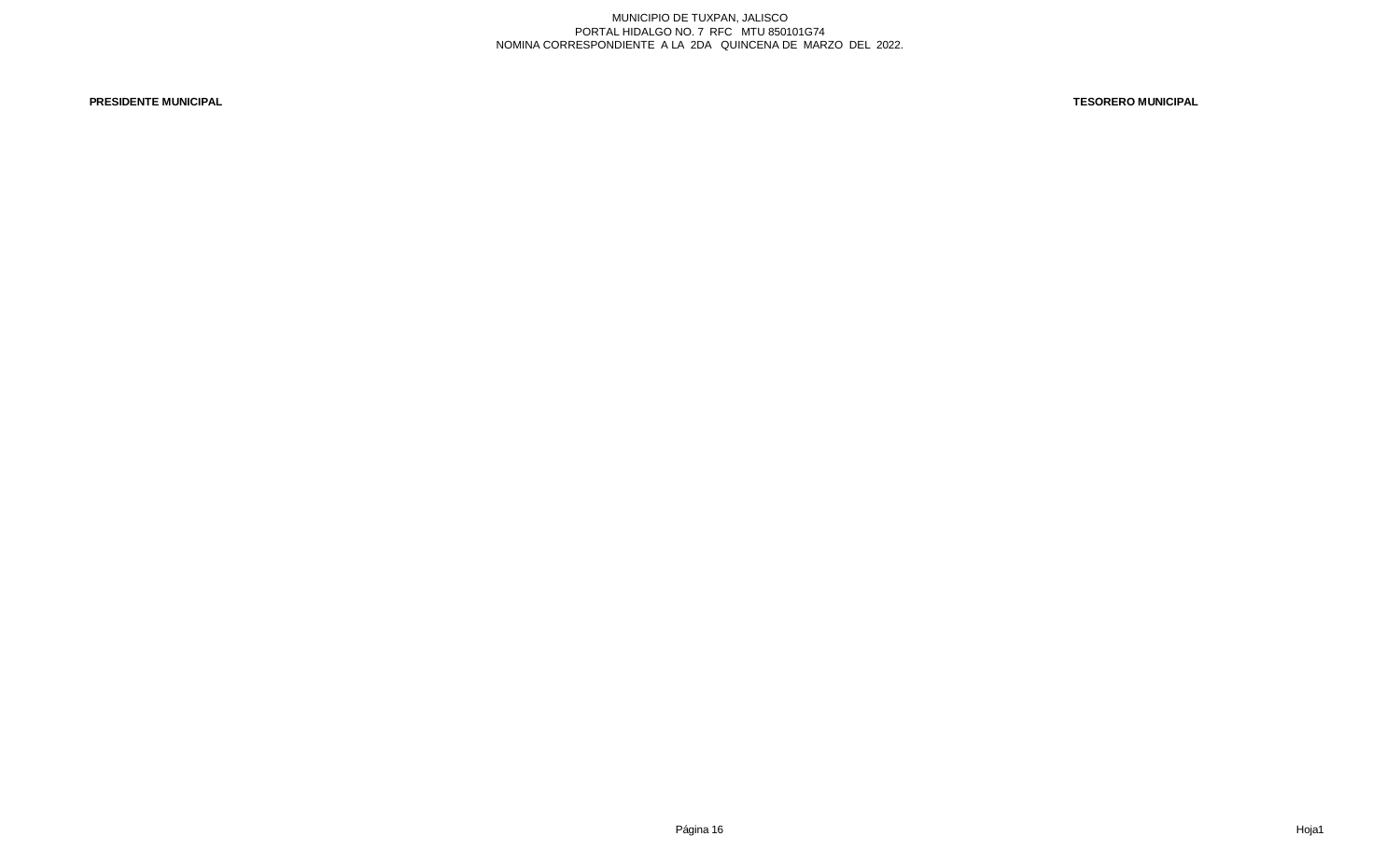**PRESIDENTE MUNICIPAL**

**TESORERO MUNICIPAL**